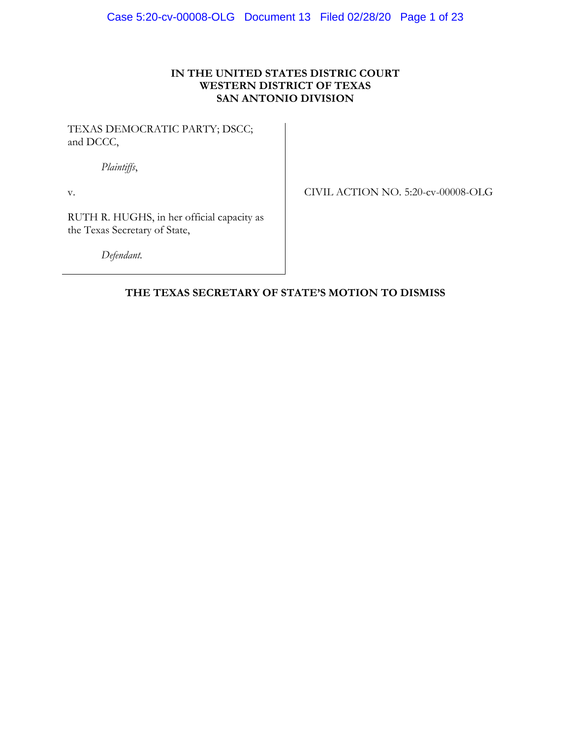**IN THE UNITED STATES DISTRIC COURT**
**WESTERN DISTRICT OF TEXAS**
**SAN ANTONIO DIVISION**

TEXAS DEMOCRATIC PARTY; DSCC; and DCCC,

*Plaintiffs*,

v.

RUTH R. HUGHS, in her official capacity as the Texas Secretary of State,

*Defendant*.

CIVIL ACTION NO. 5:20-cv-00008-OLG

**THE TEXAS SECRETARY OF STATE'S MOTION TO DISMISS**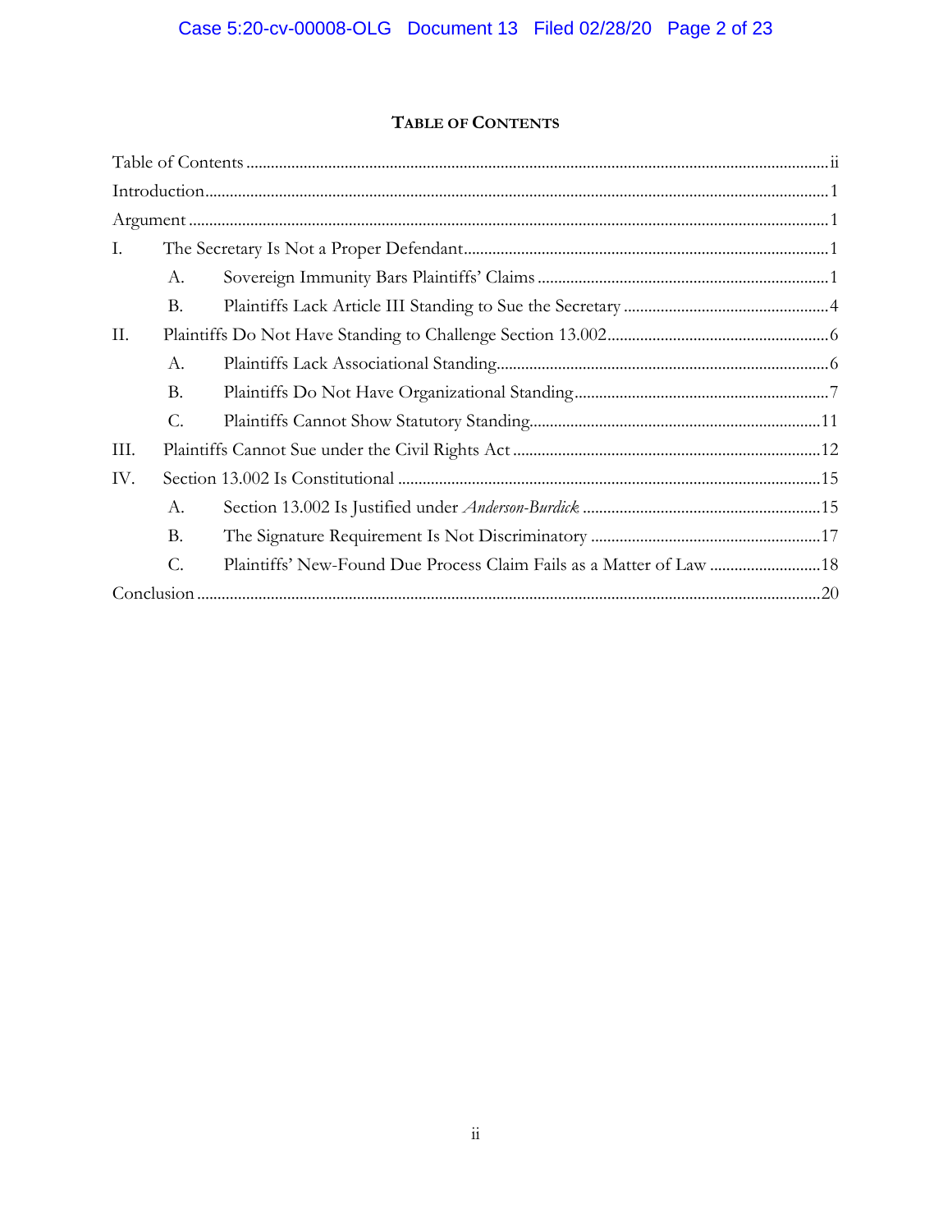# TABLE OF CONTENTS

Table of Contents ........................................................................................................................ii

Introduction ..................................................................................................................................1

Argument ......................................................................................................................................1

I. The Secretary Is Not a Proper Defendant ..............................................................................1

  A. Sovereign Immunity Bars Plaintiffs' Claims ......................................................................1

  B. Plaintiffs Lack Article III Standing to Sue the Secretary ..................................................4

II. Plaintiffs Do Not Have Standing to Challenge Section 13.002 ..........................................6

  A. Plaintiffs Lack Associational Standing ................................................................................6

  B. Plaintiffs Do Not Have Organizational Standing ...............................................................7

  C. Plaintiffs Cannot Show Statutory Standing .......................................................................11

III. Plaintiffs Cannot Sue under the Civil Rights Act ...............................................................12

IV. Section 13.002 Is Constitutional ...........................................................................................15

  A. Section 13.002 Is Justified under *Anderson-Burdick* ..........................................................15

  B. The Signature Requirement Is Not Discriminatory ..........................................................17

  C. Plaintiffs' New-Found Due Process Claim Fails as a Matter of Law ..............................18

Conclusion ...................................................................................................................................20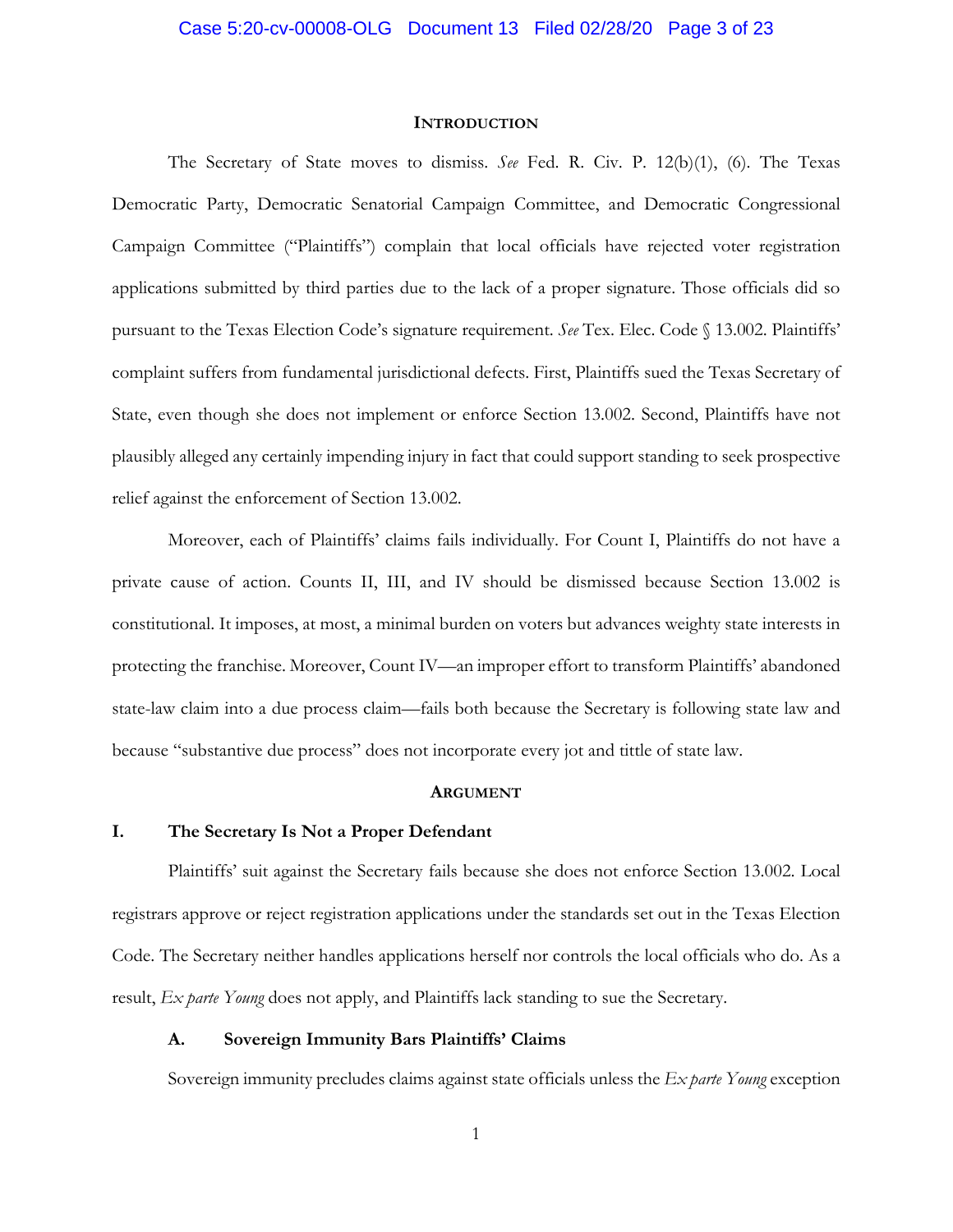## INTRODUCTION

The Secretary of State moves to dismiss. *See* Fed. R. Civ. P. 12(b)(1), (6). The Texas Democratic Party, Democratic Senatorial Campaign Committee, and Democratic Congressional Campaign Committee ("Plaintiffs") complain that local officials have rejected voter registration applications submitted by third parties due to the lack of a proper signature. Those officials did so pursuant to the Texas Election Code's signature requirement. *See* Tex. Elec. Code § 13.002. Plaintiffs' complaint suffers from fundamental jurisdictional defects. First, Plaintiffs sued the Texas Secretary of State, even though she does not implement or enforce Section 13.002. Second, Plaintiffs have not plausibly alleged any certainly impending injury in fact that could support standing to seek prospective relief against the enforcement of Section 13.002.

Moreover, each of Plaintiffs' claims fails individually. For Count I, Plaintiffs do not have a private cause of action. Counts II, III, and IV should be dismissed because Section 13.002 is constitutional. It imposes, at most, a minimal burden on voters but advances weighty state interests in protecting the franchise. Moreover, Count IV—an improper effort to transform Plaintiffs' abandoned state-law claim into a due process claim—fails both because the Secretary is following state law and because "substantive due process" does not incorporate every jot and tittle of state law.

## ARGUMENT

### I. The Secretary Is Not a Proper Defendant

Plaintiffs' suit against the Secretary fails because she does not enforce Section 13.002. Local registrars approve or reject registration applications under the standards set out in the Texas Election Code. The Secretary neither handles applications herself nor controls the local officials who do. As a result, *Ex parte Young* does not apply, and Plaintiffs lack standing to sue the Secretary.

#### A. Sovereign Immunity Bars Plaintiffs' Claims

Sovereign immunity precludes claims against state officials unless the *Ex parte Young* exception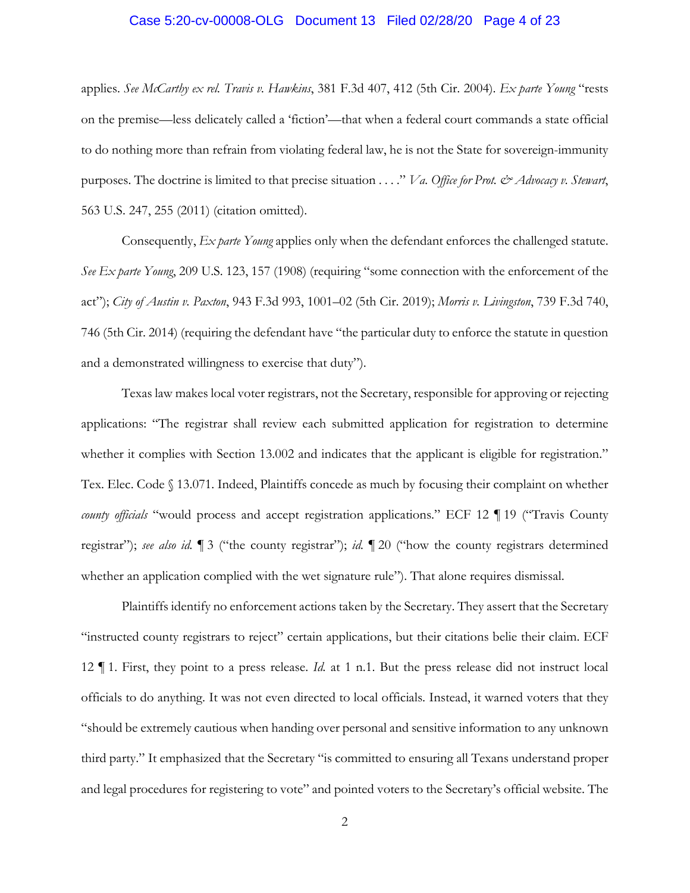applies. *See McCarthy ex rel. Travis v. Hawkins*, 381 F.3d 407, 412 (5th Cir. 2004). *Ex parte Young* "rests on the premise—less delicately called a 'fiction'—that when a federal court commands a state official to do nothing more than refrain from violating federal law, he is not the State for sovereign-immunity purposes. The doctrine is limited to that precise situation . . . ." *Va. Office for Prot. & Advocacy v. Stewart*, 563 U.S. 247, 255 (2011) (citation omitted).

Consequently, *Ex parte Young* applies only when the defendant enforces the challenged statute. *See Ex parte Young*, 209 U.S. 123, 157 (1908) (requiring "some connection with the enforcement of the act"); *City of Austin v. Paxton*, 943 F.3d 993, 1001–02 (5th Cir. 2019); *Morris v. Livingston*, 739 F.3d 740, 746 (5th Cir. 2014) (requiring the defendant have "the particular duty to enforce the statute in question and a demonstrated willingness to exercise that duty").

Texas law makes local voter registrars, not the Secretary, responsible for approving or rejecting applications: "The registrar shall review each submitted application for registration to determine whether it complies with Section 13.002 and indicates that the applicant is eligible for registration." Tex. Elec. Code § 13.071. Indeed, Plaintiffs concede as much by focusing their complaint on whether *county officials* "would process and accept registration applications." ECF 12 ¶ 19 ("Travis County registrar"); *see also id.* ¶ 3 ("the county registrar"); *id.* ¶ 20 ("how the county registrars determined whether an application complied with the wet signature rule"). That alone requires dismissal.

Plaintiffs identify no enforcement actions taken by the Secretary. They assert that the Secretary "instructed county registrars to reject" certain applications, but their citations belie their claim. ECF 12 ¶ 1. First, they point to a press release. *Id.* at 1 n.1. But the press release did not instruct local officials to do anything. It was not even directed to local officials. Instead, it warned voters that they "should be extremely cautious when handing over personal and sensitive information to any unknown third party." It emphasized that the Secretary "is committed to ensuring all Texans understand proper and legal procedures for registering to vote" and pointed voters to the Secretary's official website. The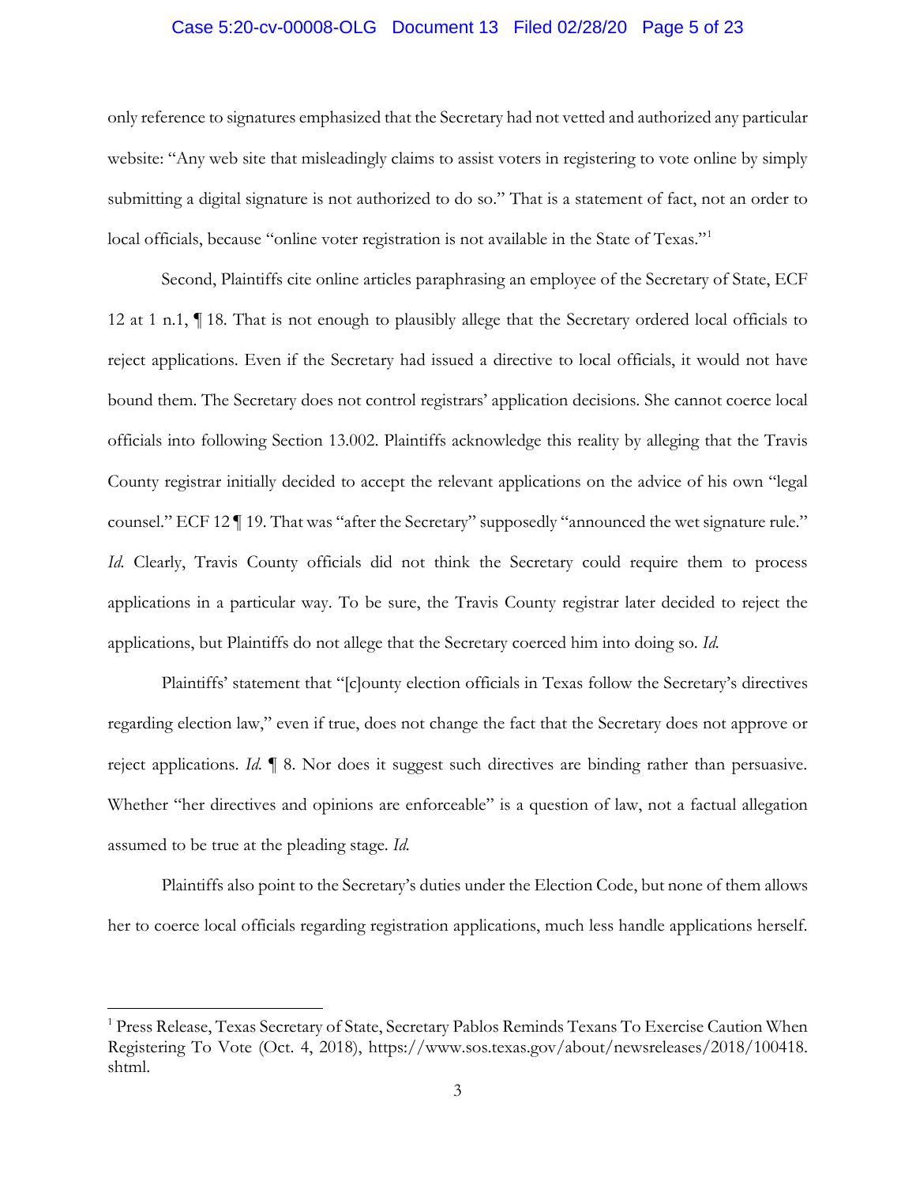only reference to signatures emphasized that the Secretary had not vetted and authorized any particular website: "Any web site that misleadingly claims to assist voters in registering to vote online by simply submitting a digital signature is not authorized to do so." That is a statement of fact, not an order to local officials, because "online voter registration is not available in the State of Texas."[1]

Second, Plaintiffs cite online articles paraphrasing an employee of the Secretary of State, ECF 12 at 1 n.1, ¶ 18. That is not enough to plausibly allege that the Secretary ordered local officials to reject applications. Even if the Secretary had issued a directive to local officials, it would not have bound them. The Secretary does not control registrars' application decisions. She cannot coerce local officials into following Section 13.002. Plaintiffs acknowledge this reality by alleging that the Travis County registrar initially decided to accept the relevant applications on the advice of his own "legal counsel." ECF 12 ¶ 19. That was "after the Secretary" supposedly "announced the wet signature rule." *Id.* Clearly, Travis County officials did not think the Secretary could require them to process applications in a particular way. To be sure, the Travis County registrar later decided to reject the applications, but Plaintiffs do not allege that the Secretary coerced him into doing so. *Id.*

Plaintiffs' statement that "[c]ounty election officials in Texas follow the Secretary's directives regarding election law," even if true, does not change the fact that the Secretary does not approve or reject applications. *Id.* ¶ 8. Nor does it suggest such directives are binding rather than persuasive. Whether "her directives and opinions are enforceable" is a question of law, not a factual allegation assumed to be true at the pleading stage. *Id.*

Plaintiffs also point to the Secretary's duties under the Election Code, but none of them allows her to coerce local officials regarding registration applications, much less handle applications herself.

[1] Press Release, Texas Secretary of State, Secretary Pablos Reminds Texans To Exercise Caution When Registering To Vote (Oct. 4, 2018), https://www.sos.texas.gov/about/newsreleases/2018/100418.shtml.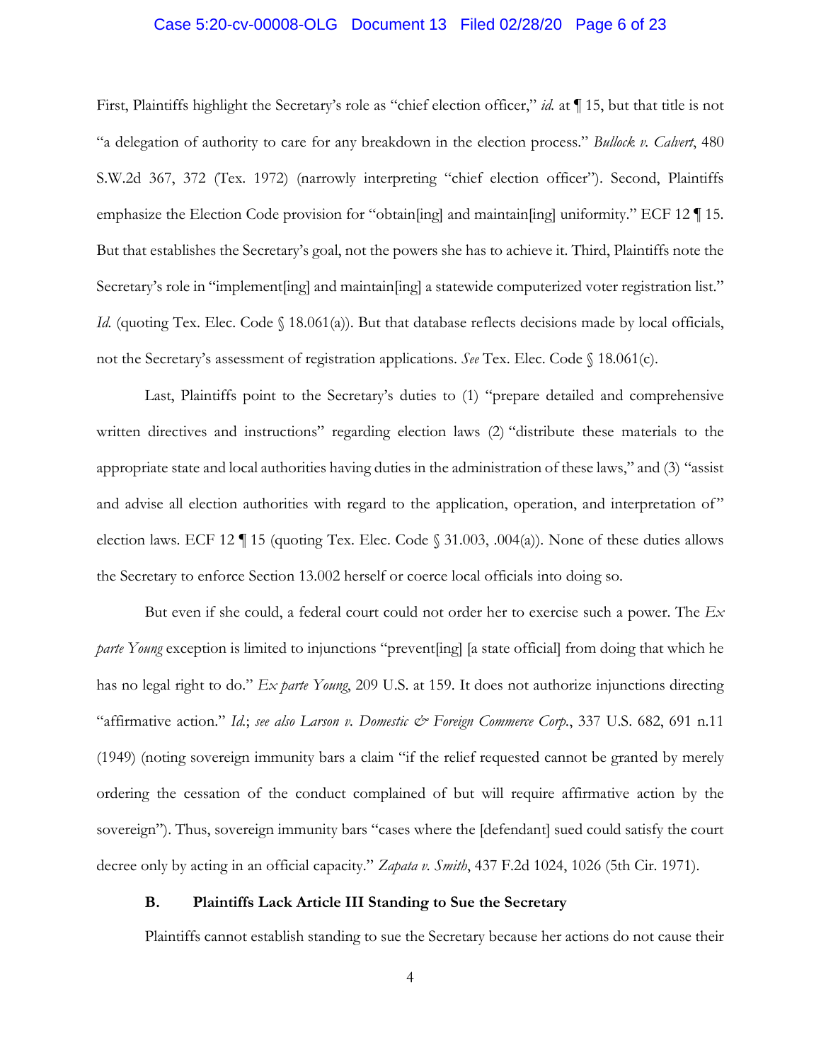First, Plaintiffs highlight the Secretary's role as "chief election officer," *id.* at ¶ 15, but that title is not "a delegation of authority to care for any breakdown in the election process." *Bullock v. Calvert*, 480 S.W.2d 367, 372 (Tex. 1972) (narrowly interpreting "chief election officer"). Second, Plaintiffs emphasize the Election Code provision for "obtain[ing] and maintain[ing] uniformity." ECF 12 ¶ 15. But that establishes the Secretary's goal, not the powers she has to achieve it. Third, Plaintiffs note the Secretary's role in "implement[ing] and maintain[ing] a statewide computerized voter registration list." *Id.* (quoting Tex. Elec. Code § 18.061(a)). But that database reflects decisions made by local officials, not the Secretary's assessment of registration applications. *See* Tex. Elec. Code § 18.061(c).

Last, Plaintiffs point to the Secretary's duties to (1) "prepare detailed and comprehensive written directives and instructions" regarding election laws (2) "distribute these materials to the appropriate state and local authorities having duties in the administration of these laws," and (3) "assist and advise all election authorities with regard to the application, operation, and interpretation of" election laws. ECF 12 ¶ 15 (quoting Tex. Elec. Code § 31.003, .004(a)). None of these duties allows the Secretary to enforce Section 13.002 herself or coerce local officials into doing so.

But even if she could, a federal court could not order her to exercise such a power. The *Ex parte Young* exception is limited to injunctions "prevent[ing] [a state official] from doing that which he has no legal right to do." *Ex parte Young*, 209 U.S. at 159. It does not authorize injunctions directing "affirmative action." *Id.*; *see also Larson v. Domestic & Foreign Commerce Corp.*, 337 U.S. 682, 691 n.11 (1949) (noting sovereign immunity bars a claim "if the relief requested cannot be granted by merely ordering the cessation of the conduct complained of but will require affirmative action by the sovereign"). Thus, sovereign immunity bars "cases where the [defendant] sued could satisfy the court decree only by acting in an official capacity." *Zapata v. Smith*, 437 F.2d 1024, 1026 (5th Cir. 1971).

### B. Plaintiffs Lack Article III Standing to Sue the Secretary

Plaintiffs cannot establish standing to sue the Secretary because her actions do not cause their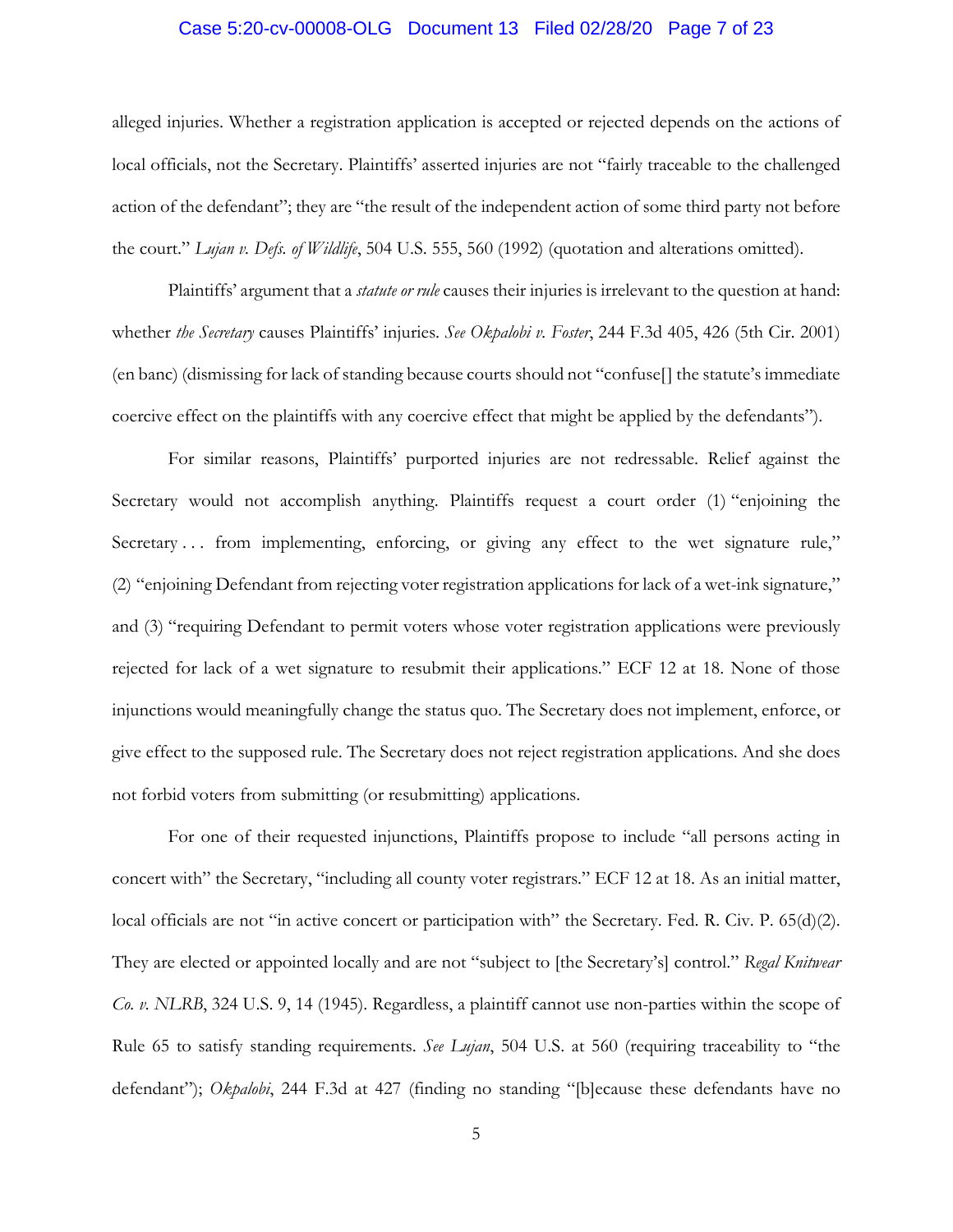alleged injuries. Whether a registration application is accepted or rejected depends on the actions of local officials, not the Secretary. Plaintiffs' asserted injuries are not "fairly traceable to the challenged action of the defendant"; they are "the result of the independent action of some third party not before the court." *Lujan v. Defs. of Wildlife*, 504 U.S. 555, 560 (1992) (quotation and alterations omitted).

Plaintiffs' argument that a *statute or rule* causes their injuries is irrelevant to the question at hand: whether *the Secretary* causes Plaintiffs' injuries. *See Okpalobi v. Foster*, 244 F.3d 405, 426 (5th Cir. 2001) (en banc) (dismissing for lack of standing because courts should not "confuse[] the statute's immediate coercive effect on the plaintiffs with any coercive effect that might be applied by the defendants").

For similar reasons, Plaintiffs' purported injuries are not redressable. Relief against the Secretary would not accomplish anything. Plaintiffs request a court order (1) "enjoining the Secretary . . . from implementing, enforcing, or giving any effect to the wet signature rule," (2) "enjoining Defendant from rejecting voter registration applications for lack of a wet-ink signature," and (3) "requiring Defendant to permit voters whose voter registration applications were previously rejected for lack of a wet signature to resubmit their applications." ECF 12 at 18. None of those injunctions would meaningfully change the status quo. The Secretary does not implement, enforce, or give effect to the supposed rule. The Secretary does not reject registration applications. And she does not forbid voters from submitting (or resubmitting) applications.

For one of their requested injunctions, Plaintiffs propose to include "all persons acting in concert with" the Secretary, "including all county voter registrars." ECF 12 at 18. As an initial matter, local officials are not "in active concert or participation with" the Secretary. Fed. R. Civ. P. 65(d)(2). They are elected or appointed locally and are not "subject to [the Secretary's] control." *Regal Knitwear Co. v. NLRB*, 324 U.S. 9, 14 (1945). Regardless, a plaintiff cannot use non-parties within the scope of Rule 65 to satisfy standing requirements. *See Lujan*, 504 U.S. at 560 (requiring traceability to "the defendant"); *Okpalobi*, 244 F.3d at 427 (finding no standing "[b]ecause these defendants have no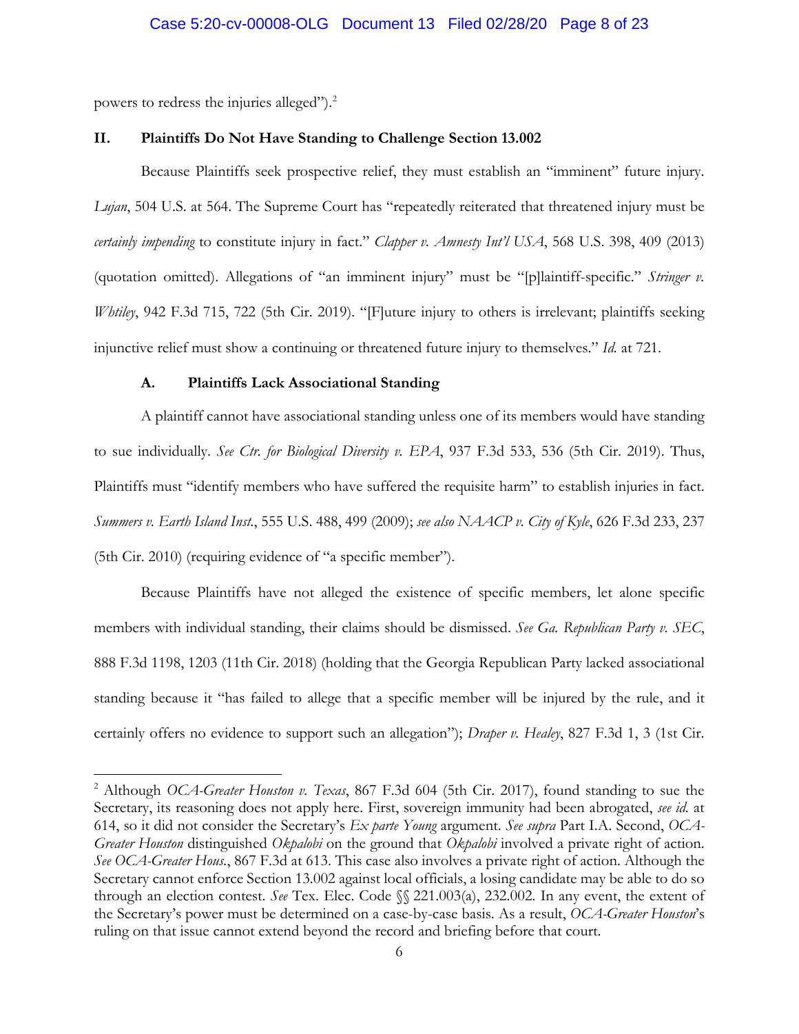powers to redress the injuries alleged").[2]

## II. Plaintiffs Do Not Have Standing to Challenge Section 13.002

Because Plaintiffs seek prospective relief, they must establish an "imminent" future injury. *Lujan*, 504 U.S. at 564. The Supreme Court has "repeatedly reiterated that threatened injury must be *certainly impending* to constitute injury in fact." *Clapper v. Amnesty Int'l USA*, 568 U.S. 398, 409 (2013) (quotation omitted). Allegations of "an imminent injury" must be "[p]laintiff-specific." *Stringer v. Whtiley*, 942 F.3d 715, 722 (5th Cir. 2019). "[F]uture injury to others is irrelevant; plaintiffs seeking injunctive relief must show a continuing or threatened future injury to themselves." *Id.* at 721.

### A. Plaintiffs Lack Associational Standing

A plaintiff cannot have associational standing unless one of its members would have standing to sue individually. *See Ctr. for Biological Diversity v. EPA*, 937 F.3d 533, 536 (5th Cir. 2019). Thus, Plaintiffs must "identify members who have suffered the requisite harm" to establish injuries in fact. *Summers v. Earth Island Inst.*, 555 U.S. 488, 499 (2009); *see also NAACP v. City of Kyle*, 626 F.3d 233, 237 (5th Cir. 2010) (requiring evidence of "a specific member").

Because Plaintiffs have not alleged the existence of specific members, let alone specific members with individual standing, their claims should be dismissed. *See Ga. Republican Party v. SEC*, 888 F.3d 1198, 1203 (11th Cir. 2018) (holding that the Georgia Republican Party lacked associational standing because it "has failed to allege that a specific member will be injured by the rule, and it certainly offers no evidence to support such an allegation"); *Draper v. Healey*, 827 F.3d 1, 3 (1st Cir.

---

[2] Although *OCA-Greater Houston v. Texas*, 867 F.3d 604 (5th Cir. 2017), found standing to sue the Secretary, its reasoning does not apply here. First, sovereign immunity had been abrogated, *see id.* at 614, so it did not consider the Secretary's *Ex parte Young* argument. *See supra* Part I.A. Second, *OCA-Greater Houston* distinguished *Okpalobi* on the ground that *Okpalobi* involved a private right of action. *See OCA-Greater Hous.*, 867 F.3d at 613. This case also involves a private right of action. Although the Secretary cannot enforce Section 13.002 against local officials, a losing candidate may be able to do so through an election contest. *See* Tex. Elec. Code §§ 221.003(a), 232.002. In any event, the extent of the Secretary's power must be determined on a case-by-case basis. As a result, *OCA-Greater Houston*'s ruling on that issue cannot extend beyond the record and briefing before that court.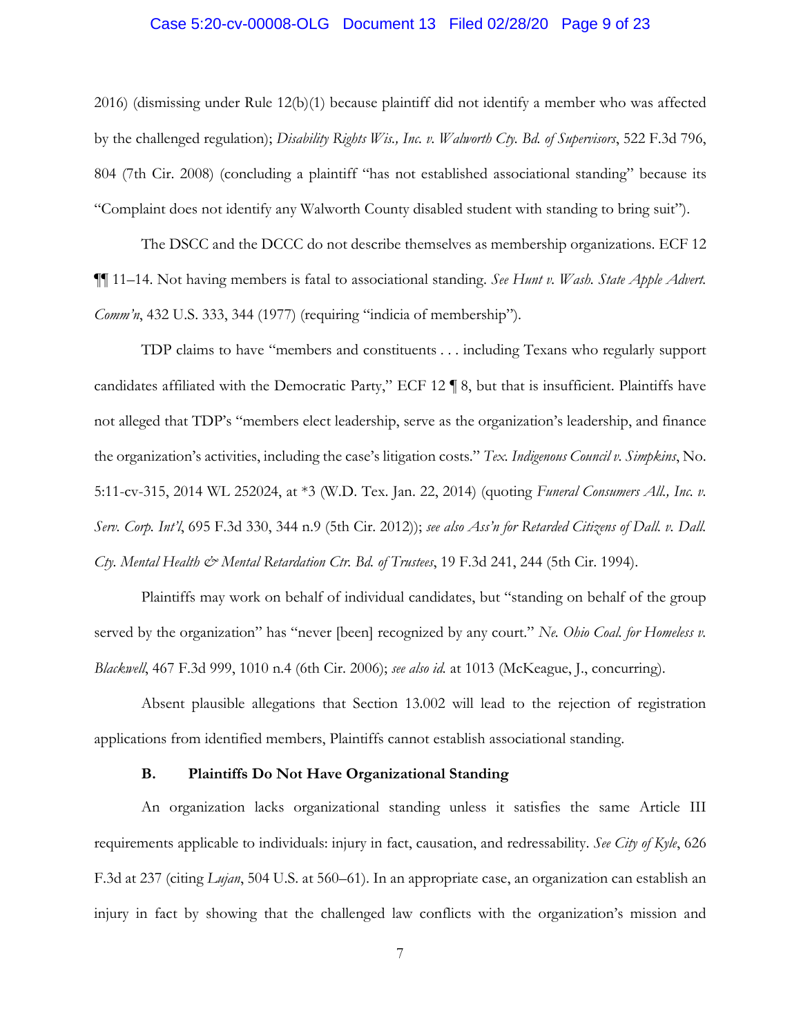2016) (dismissing under Rule 12(b)(1) because plaintiff did not identify a member who was affected by the challenged regulation); *Disability Rights Wis., Inc. v. Walworth Cty. Bd. of Supervisors*, 522 F.3d 796, 804 (7th Cir. 2008) (concluding a plaintiff "has not established associational standing" because its "Complaint does not identify any Walworth County disabled student with standing to bring suit").

The DSCC and the DCCC do not describe themselves as membership organizations. ECF 12 ¶¶ 11–14. Not having members is fatal to associational standing. *See Hunt v. Wash. State Apple Advert. Comm'n*, 432 U.S. 333, 344 (1977) (requiring "indicia of membership").

TDP claims to have "members and constituents . . . including Texans who regularly support candidates affiliated with the Democratic Party," ECF 12 ¶ 8, but that is insufficient. Plaintiffs have not alleged that TDP's "members elect leadership, serve as the organization's leadership, and finance the organization's activities, including the case's litigation costs." *Tex. Indigenous Council v. Simpkins*, No. 5:11-cv-315, 2014 WL 252024, at *3 (W.D. Tex. Jan. 22, 2014) (quoting *Funeral Consumers All., Inc. v. Serv. Corp. Int'l*, 695 F.3d 330, 344 n.9 (5th Cir. 2012)); *see also Ass'n for Retarded Citizens of Dall. v. Dall. Cty. Mental Health & Mental Retardation Ctr. Bd. of Trustees*, 19 F.3d 241, 244 (5th Cir. 1994).

Plaintiffs may work on behalf of individual candidates, but "standing on behalf of the group served by the organization" has "never [been] recognized by any court." *Ne. Ohio Coal. for Homeless v. Blackwell*, 467 F.3d 999, 1010 n.4 (6th Cir. 2006); *see also id.* at 1013 (McKeague, J., concurring).

Absent plausible allegations that Section 13.002 will lead to the rejection of registration applications from identified members, Plaintiffs cannot establish associational standing.

### B. Plaintiffs Do Not Have Organizational Standing

An organization lacks organizational standing unless it satisfies the same Article III requirements applicable to individuals: injury in fact, causation, and redressability. *See City of Kyle*, 626 F.3d at 237 (citing *Lujan*, 504 U.S. at 560–61). In an appropriate case, an organization can establish an injury in fact by showing that the challenged law conflicts with the organization's mission and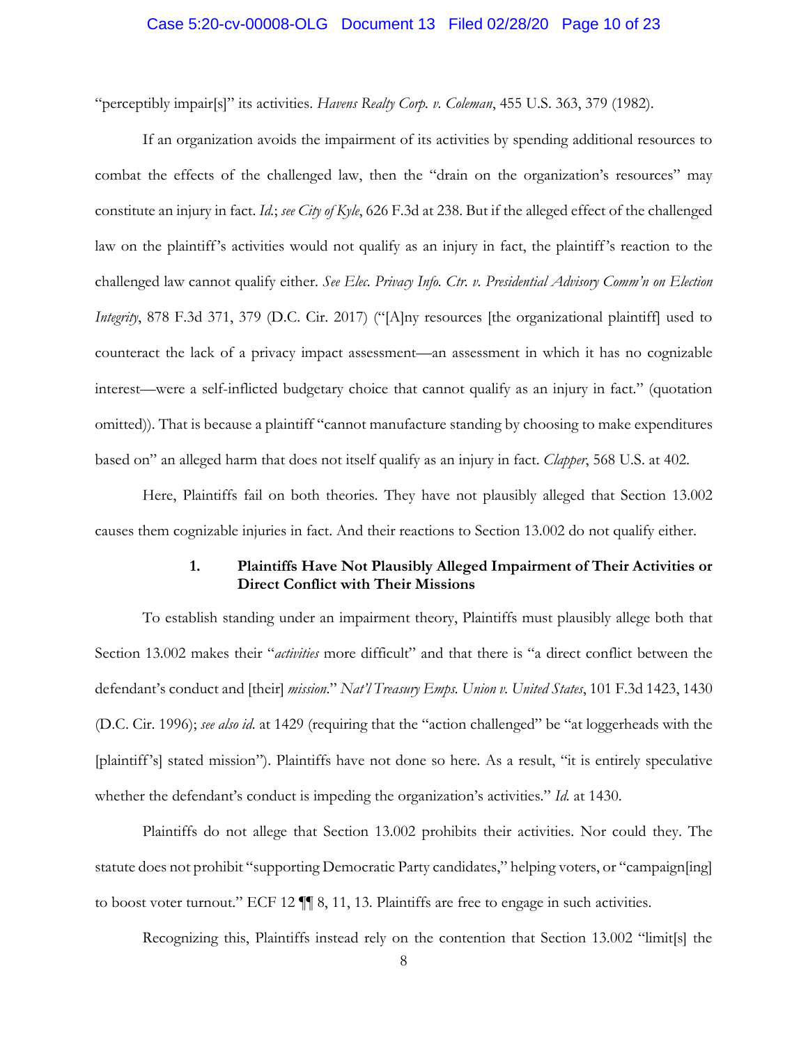"perceptibly impair[s]" its activities. *Havens Realty Corp. v. Coleman*, 455 U.S. 363, 379 (1982).

If an organization avoids the impairment of its activities by spending additional resources to combat the effects of the challenged law, then the "drain on the organization's resources" may constitute an injury in fact. *Id.*; *see City of Kyle*, 626 F.3d at 238. But if the alleged effect of the challenged law on the plaintiff's activities would not qualify as an injury in fact, the plaintiff's reaction to the challenged law cannot qualify either. *See Elec. Privacy Info. Ctr. v. Presidential Advisory Comm'n on Election Integrity*, 878 F.3d 371, 379 (D.C. Cir. 2017) ("[A]ny resources [the organizational plaintiff] used to counteract the lack of a privacy impact assessment—an assessment in which it has no cognizable interest—were a self-inflicted budgetary choice that cannot qualify as an injury in fact." (quotation omitted)). That is because a plaintiff "cannot manufacture standing by choosing to make expenditures based on" an alleged harm that does not itself qualify as an injury in fact. *Clapper*, 568 U.S. at 402.

Here, Plaintiffs fail on both theories. They have not plausibly alleged that Section 13.002 causes them cognizable injuries in fact. And their reactions to Section 13.002 do not qualify either.

### 1. Plaintiffs Have Not Plausibly Alleged Impairment of Their Activities or Direct Conflict with Their Missions

To establish standing under an impairment theory, Plaintiffs must plausibly allege both that Section 13.002 makes their "*activities* more difficult" and that there is "a direct conflict between the defendant's conduct and [their] *mission*." *Nat'l Treasury Emps. Union v. United States*, 101 F.3d 1423, 1430 (D.C. Cir. 1996); *see also id.* at 1429 (requiring that the "action challenged" be "at loggerheads with the [plaintiff's] stated mission"). Plaintiffs have not done so here. As a result, "it is entirely speculative whether the defendant's conduct is impeding the organization's activities." *Id.* at 1430.

Plaintiffs do not allege that Section 13.002 prohibits their activities. Nor could they. The statute does not prohibit "supporting Democratic Party candidates," helping voters, or "campaign[ing] to boost voter turnout." ECF 12 ¶¶ 8, 11, 13. Plaintiffs are free to engage in such activities.

Recognizing this, Plaintiffs instead rely on the contention that Section 13.002 "limit[s] the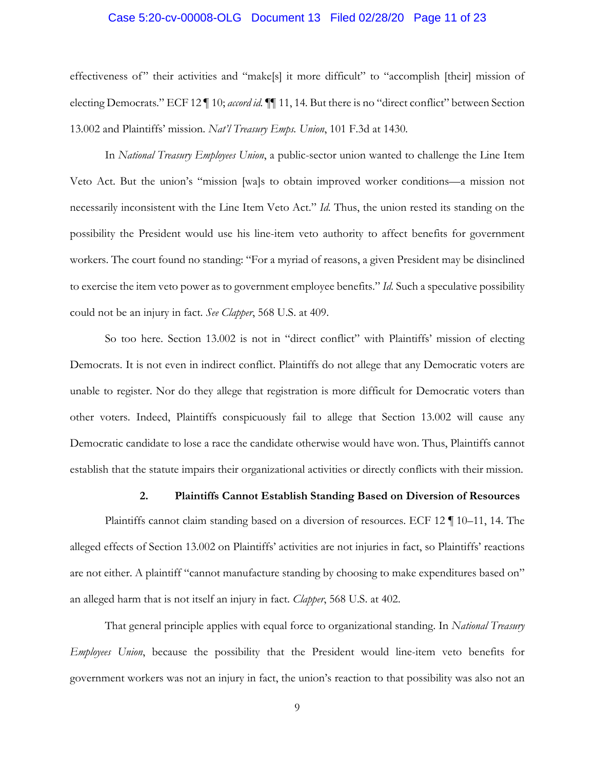effectiveness of" their activities and "make[s] it more difficult" to "accomplish [their] mission of electing Democrats." ECF 12 ¶ 10; *accord id.* ¶¶ 11, 14. But there is no "direct conflict" between Section 13.002 and Plaintiffs' mission. *Nat'l Treasury Emps. Union*, 101 F.3d at 1430.

In *National Treasury Employees Union*, a public-sector union wanted to challenge the Line Item Veto Act. But the union's "mission [wa]s to obtain improved worker conditions—a mission not necessarily inconsistent with the Line Item Veto Act." *Id.* Thus, the union rested its standing on the possibility the President would use his line-item veto authority to affect benefits for government workers. The court found no standing: "For a myriad of reasons, a given President may be disinclined to exercise the item veto power as to government employee benefits." *Id.* Such a speculative possibility could not be an injury in fact. *See Clapper*, 568 U.S. at 409.

So too here. Section 13.002 is not in "direct conflict" with Plaintiffs' mission of electing Democrats. It is not even in indirect conflict. Plaintiffs do not allege that any Democratic voters are unable to register. Nor do they allege that registration is more difficult for Democratic voters than other voters. Indeed, Plaintiffs conspicuously fail to allege that Section 13.002 will cause any Democratic candidate to lose a race the candidate otherwise would have won. Thus, Plaintiffs cannot establish that the statute impairs their organizational activities or directly conflicts with their mission.

### 2. Plaintiffs Cannot Establish Standing Based on Diversion of Resources

Plaintiffs cannot claim standing based on a diversion of resources. ECF 12 ¶ 10–11, 14. The alleged effects of Section 13.002 on Plaintiffs' activities are not injuries in fact, so Plaintiffs' reactions are not either. A plaintiff "cannot manufacture standing by choosing to make expenditures based on" an alleged harm that is not itself an injury in fact. *Clapper*, 568 U.S. at 402.

That general principle applies with equal force to organizational standing. In *National Treasury Employees Union*, because the possibility that the President would line-item veto benefits for government workers was not an injury in fact, the union's reaction to that possibility was also not an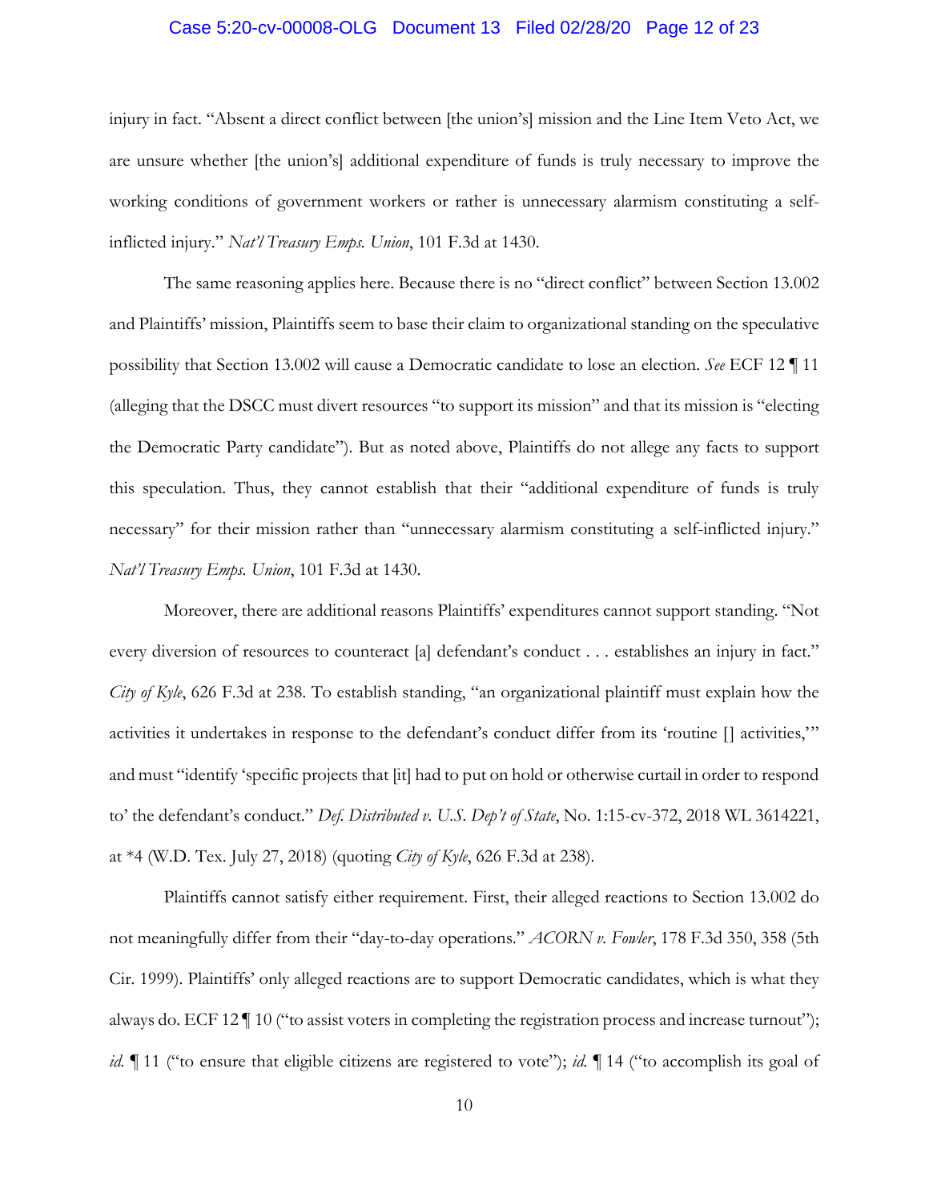injury in fact. "Absent a direct conflict between [the union's] mission and the Line Item Veto Act, we are unsure whether [the union's] additional expenditure of funds is truly necessary to improve the working conditions of government workers or rather is unnecessary alarmism constituting a self-inflicted injury." *Nat'l Treasury Emps. Union*, 101 F.3d at 1430.

The same reasoning applies here. Because there is no "direct conflict" between Section 13.002 and Plaintiffs' mission, Plaintiffs seem to base their claim to organizational standing on the speculative possibility that Section 13.002 will cause a Democratic candidate to lose an election. *See* ECF 12 ¶ 11 (alleging that the DSCC must divert resources "to support its mission" and that its mission is "electing the Democratic Party candidate"). But as noted above, Plaintiffs do not allege any facts to support this speculation. Thus, they cannot establish that their "additional expenditure of funds is truly necessary" for their mission rather than "unnecessary alarmism constituting a self-inflicted injury." *Nat'l Treasury Emps. Union*, 101 F.3d at 1430.

Moreover, there are additional reasons Plaintiffs' expenditures cannot support standing. "Not every diversion of resources to counteract [a] defendant's conduct . . . establishes an injury in fact." *City of Kyle*, 626 F.3d at 238. To establish standing, "an organizational plaintiff must explain how the activities it undertakes in response to the defendant's conduct differ from its 'routine [] activities,'" and must "identify 'specific projects that [it] had to put on hold or otherwise curtail in order to respond to' the defendant's conduct." *Def. Distributed v. U.S. Dep't of State*, No. 1:15-cv-372, 2018 WL 3614221, at *4 (W.D. Tex. July 27, 2018) (quoting *City of Kyle*, 626 F.3d at 238).

Plaintiffs cannot satisfy either requirement. First, their alleged reactions to Section 13.002 do not meaningfully differ from their "day-to-day operations." *ACORN v. Fowler*, 178 F.3d 350, 358 (5th Cir. 1999). Plaintiffs' only alleged reactions are to support Democratic candidates, which is what they always do. ECF 12 ¶ 10 ("to assist voters in completing the registration process and increase turnout"); *id.* ¶ 11 ("to ensure that eligible citizens are registered to vote"); *id.* ¶ 14 ("to accomplish its goal of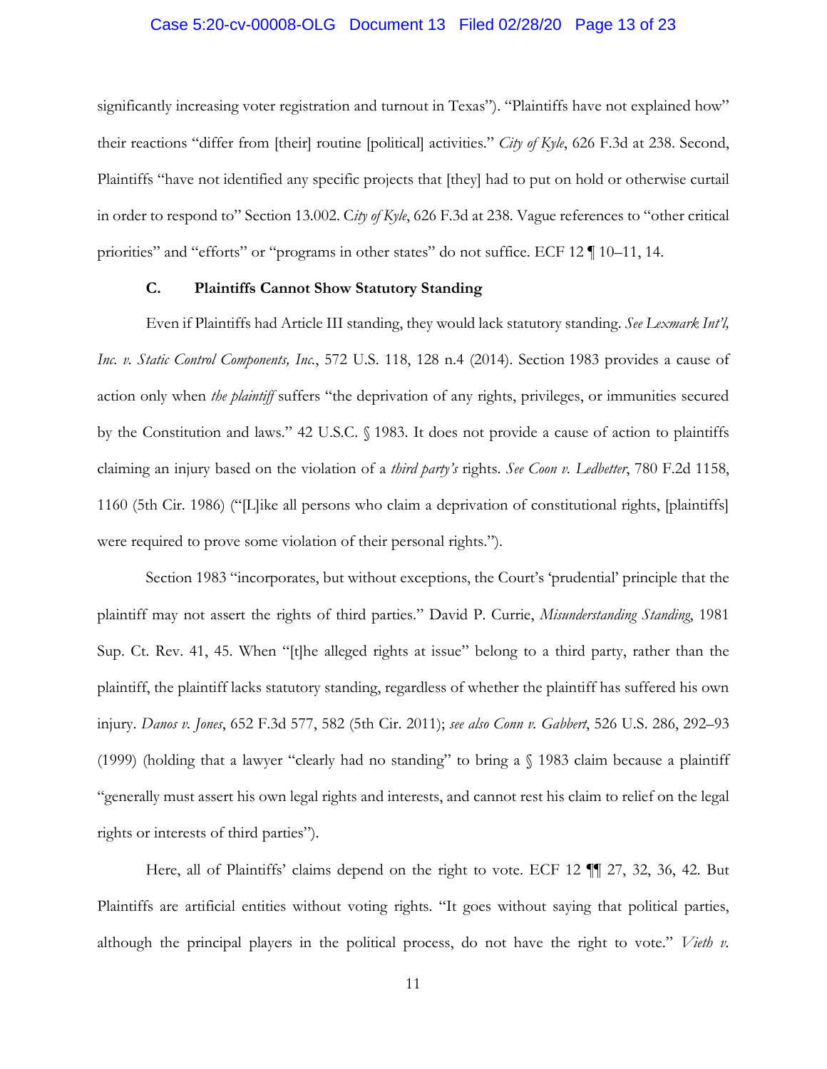significantly increasing voter registration and turnout in Texas"). "Plaintiffs have not explained how" their reactions "differ from [their] routine [political] activities." *City of Kyle*, 626 F.3d at 238. Second, Plaintiffs "have not identified any specific projects that [they] had to put on hold or otherwise curtail in order to respond to" Section 13.002. C*ity of Kyle*, 626 F.3d at 238. Vague references to "other critical priorities" and "efforts" or "programs in other states" do not suffice. ECF 12 ¶ 10–11, 14.

### C. Plaintiffs Cannot Show Statutory Standing

Even if Plaintiffs had Article III standing, they would lack statutory standing. *See Lexmark Int'l, Inc. v. Static Control Components, Inc.*, 572 U.S. 118, 128 n.4 (2014). Section 1983 provides a cause of action only when *the plaintiff* suffers "the deprivation of any rights, privileges, or immunities secured by the Constitution and laws." 42 U.S.C. § 1983. It does not provide a cause of action to plaintiffs claiming an injury based on the violation of a *third party's* rights. *See Coon v. Ledbetter*, 780 F.2d 1158, 1160 (5th Cir. 1986) ("[L]ike all persons who claim a deprivation of constitutional rights, [plaintiffs] were required to prove some violation of their personal rights.").

Section 1983 "incorporates, but without exceptions, the Court's 'prudential' principle that the plaintiff may not assert the rights of third parties." David P. Currie, *Misunderstanding Standing*, 1981 Sup. Ct. Rev. 41, 45. When "[t]he alleged rights at issue" belong to a third party, rather than the plaintiff, the plaintiff lacks statutory standing, regardless of whether the plaintiff has suffered his own injury. *Danos v. Jones*, 652 F.3d 577, 582 (5th Cir. 2011); *see also Conn v. Gabbert*, 526 U.S. 286, 292–93 (1999) (holding that a lawyer "clearly had no standing" to bring a § 1983 claim because a plaintiff "generally must assert his own legal rights and interests, and cannot rest his claim to relief on the legal rights or interests of third parties").

Here, all of Plaintiffs' claims depend on the right to vote. ECF 12 ¶¶ 27, 32, 36, 42. But Plaintiffs are artificial entities without voting rights. "It goes without saying that political parties, although the principal players in the political process, do not have the right to vote." *Vieth v.*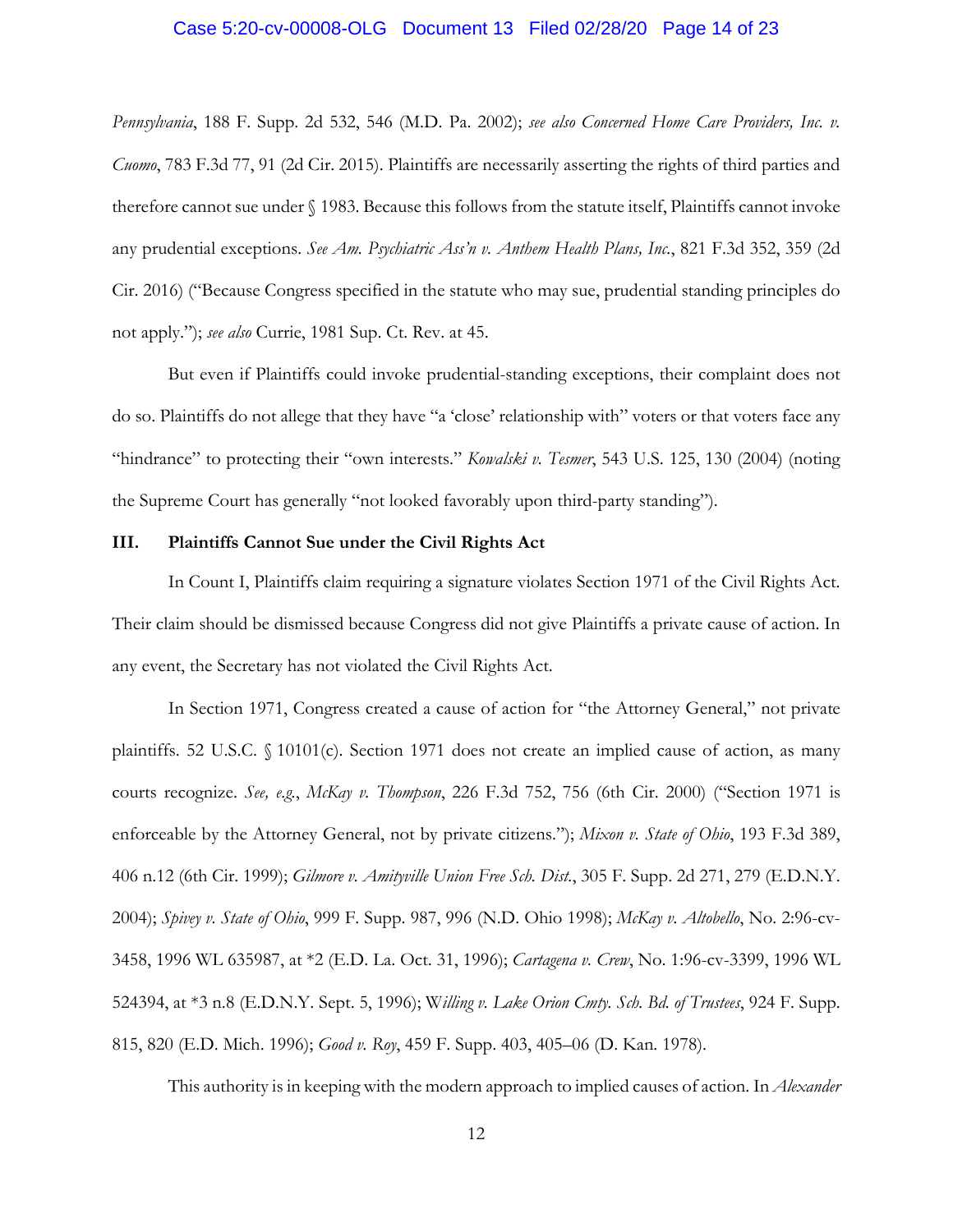*Pennsylvania*, 188 F. Supp. 2d 532, 546 (M.D. Pa. 2002); *see also Concerned Home Care Providers, Inc. v. Cuomo*, 783 F.3d 77, 91 (2d Cir. 2015). Plaintiffs are necessarily asserting the rights of third parties and therefore cannot sue under § 1983. Because this follows from the statute itself, Plaintiffs cannot invoke any prudential exceptions. *See Am. Psychiatric Ass'n v. Anthem Health Plans, Inc.*, 821 F.3d 352, 359 (2d Cir. 2016) ("Because Congress specified in the statute who may sue, prudential standing principles do not apply."); *see also* Currie, 1981 Sup. Ct. Rev. at 45.

But even if Plaintiffs could invoke prudential-standing exceptions, their complaint does not do so. Plaintiffs do not allege that they have "a 'close' relationship with" voters or that voters face any "hindrance" to protecting their "own interests." *Kowalski v. Tesmer*, 543 U.S. 125, 130 (2004) (noting the Supreme Court has generally "not looked favorably upon third-party standing").

### III. Plaintiffs Cannot Sue under the Civil Rights Act

In Count I, Plaintiffs claim requiring a signature violates Section 1971 of the Civil Rights Act. Their claim should be dismissed because Congress did not give Plaintiffs a private cause of action. In any event, the Secretary has not violated the Civil Rights Act.

In Section 1971, Congress created a cause of action for "the Attorney General," not private plaintiffs. 52 U.S.C. § 10101(c). Section 1971 does not create an implied cause of action, as many courts recognize. *See, e.g.*, *McKay v. Thompson*, 226 F.3d 752, 756 (6th Cir. 2000) ("Section 1971 is enforceable by the Attorney General, not by private citizens."); *Mixon v. State of Ohio*, 193 F.3d 389, 406 n.12 (6th Cir. 1999); *Gilmore v. Amityville Union Free Sch. Dist.*, 305 F. Supp. 2d 271, 279 (E.D.N.Y. 2004); *Spivey v. State of Ohio*, 999 F. Supp. 987, 996 (N.D. Ohio 1998); *McKay v. Altobello*, No. 2:96-cv-3458, 1996 WL 635987, at *2 (E.D. La. Oct. 31, 1996); *Cartagena v. Crew*, No. 1:96-cv-3399, 1996 WL 524394, at *3 n.8 (E.D.N.Y. Sept. 5, 1996); *Willing v. Lake Orion Cmty. Sch. Bd. of Trustees*, 924 F. Supp. 815, 820 (E.D. Mich. 1996); *Good v. Roy*, 459 F. Supp. 403, 405–06 (D. Kan. 1978).

This authority is in keeping with the modern approach to implied causes of action. In *Alexander*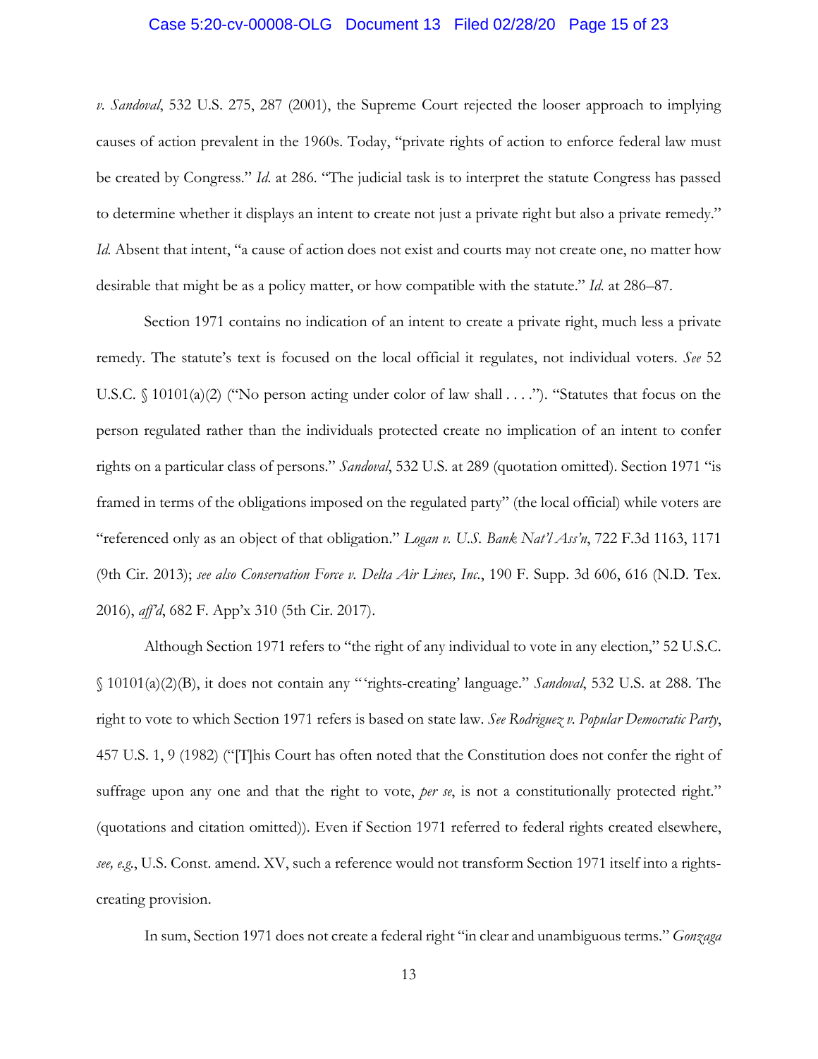*v. Sandoval*, 532 U.S. 275, 287 (2001), the Supreme Court rejected the looser approach to implying causes of action prevalent in the 1960s. Today, "private rights of action to enforce federal law must be created by Congress." *Id.* at 286. "The judicial task is to interpret the statute Congress has passed to determine whether it displays an intent to create not just a private right but also a private remedy." *Id.* Absent that intent, "a cause of action does not exist and courts may not create one, no matter how desirable that might be as a policy matter, or how compatible with the statute." *Id.* at 286–87.

Section 1971 contains no indication of an intent to create a private right, much less a private remedy. The statute's text is focused on the local official it regulates, not individual voters. *See* 52 U.S.C. § 10101(a)(2) ("No person acting under color of law shall . . . ."). "Statutes that focus on the person regulated rather than the individuals protected create no implication of an intent to confer rights on a particular class of persons." *Sandoval*, 532 U.S. at 289 (quotation omitted). Section 1971 "is framed in terms of the obligations imposed on the regulated party" (the local official) while voters are "referenced only as an object of that obligation." *Logan v. U.S. Bank Nat'l Ass'n*, 722 F.3d 1163, 1171 (9th Cir. 2013); *see also Conservation Force v. Delta Air Lines, Inc.*, 190 F. Supp. 3d 606, 616 (N.D. Tex. 2016), *aff'd*, 682 F. App'x 310 (5th Cir. 2017).

Although Section 1971 refers to "the right of any individual to vote in any election," 52 U.S.C. § 10101(a)(2)(B), it does not contain any "'rights-creating' language." *Sandoval*, 532 U.S. at 288. The right to vote to which Section 1971 refers is based on state law. *See Rodriguez v. Popular Democratic Party*, 457 U.S. 1, 9 (1982) ("[T]his Court has often noted that the Constitution does not confer the right of suffrage upon any one and that the right to vote, *per se*, is not a constitutionally protected right." (quotations and citation omitted)). Even if Section 1971 referred to federal rights created elsewhere, *see, e.g.*, U.S. Const. amend. XV, such a reference would not transform Section 1971 itself into a rights-creating provision.

In sum, Section 1971 does not create a federal right "in clear and unambiguous terms." *Gonzaga*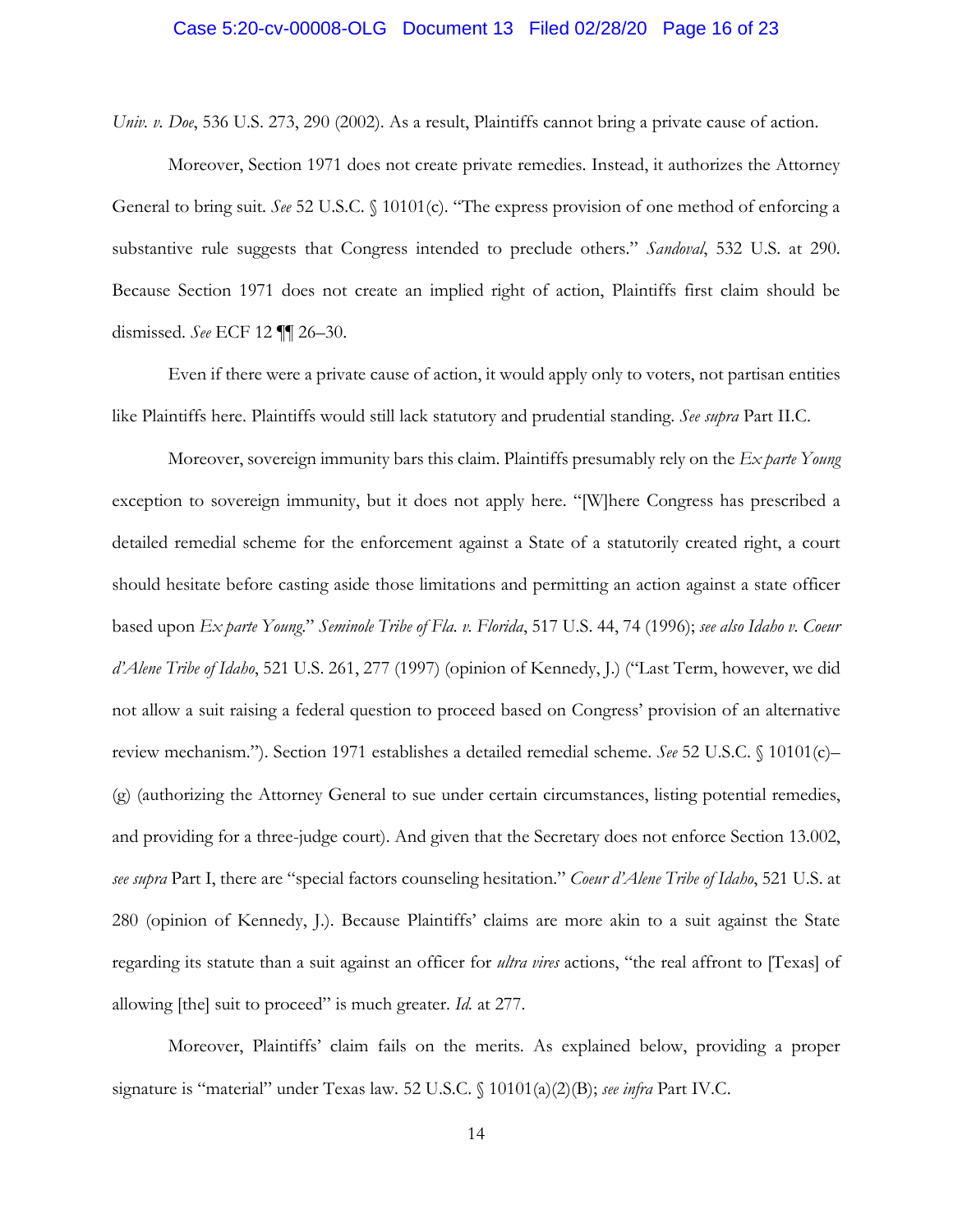*Univ. v. Doe*, 536 U.S. 273, 290 (2002). As a result, Plaintiffs cannot bring a private cause of action.

Moreover, Section 1971 does not create private remedies. Instead, it authorizes the Attorney General to bring suit. *See* 52 U.S.C. § 10101(c). "The express provision of one method of enforcing a substantive rule suggests that Congress intended to preclude others." *Sandoval*, 532 U.S. at 290. Because Section 1971 does not create an implied right of action, Plaintiffs first claim should be dismissed. *See* ECF 12 ¶¶ 26–30.

Even if there were a private cause of action, it would apply only to voters, not partisan entities like Plaintiffs here. Plaintiffs would still lack statutory and prudential standing. *See supra* Part II.C.

Moreover, sovereign immunity bars this claim. Plaintiffs presumably rely on the *Ex parte Young* exception to sovereign immunity, but it does not apply here. "[W]here Congress has prescribed a detailed remedial scheme for the enforcement against a State of a statutorily created right, a court should hesitate before casting aside those limitations and permitting an action against a state officer based upon *Ex parte Young*." *Seminole Tribe of Fla. v. Florida*, 517 U.S. 44, 74 (1996); *see also Idaho v. Coeur d'Alene Tribe of Idaho*, 521 U.S. 261, 277 (1997) (opinion of Kennedy, J.) ("Last Term, however, we did not allow a suit raising a federal question to proceed based on Congress' provision of an alternative review mechanism."). Section 1971 establishes a detailed remedial scheme. *See* 52 U.S.C. § 10101(c)–(g) (authorizing the Attorney General to sue under certain circumstances, listing potential remedies, and providing for a three-judge court). And given that the Secretary does not enforce Section 13.002, *see supra* Part I, there are "special factors counseling hesitation." *Coeur d'Alene Tribe of Idaho*, 521 U.S. at 280 (opinion of Kennedy, J.). Because Plaintiffs' claims are more akin to a suit against the State regarding its statute than a suit against an officer for *ultra vires* actions, "the real affront to [Texas] of allowing [the] suit to proceed" is much greater. *Id.* at 277.

Moreover, Plaintiffs' claim fails on the merits. As explained below, providing a proper signature is "material" under Texas law. 52 U.S.C. § 10101(a)(2)(B); *see infra* Part IV.C.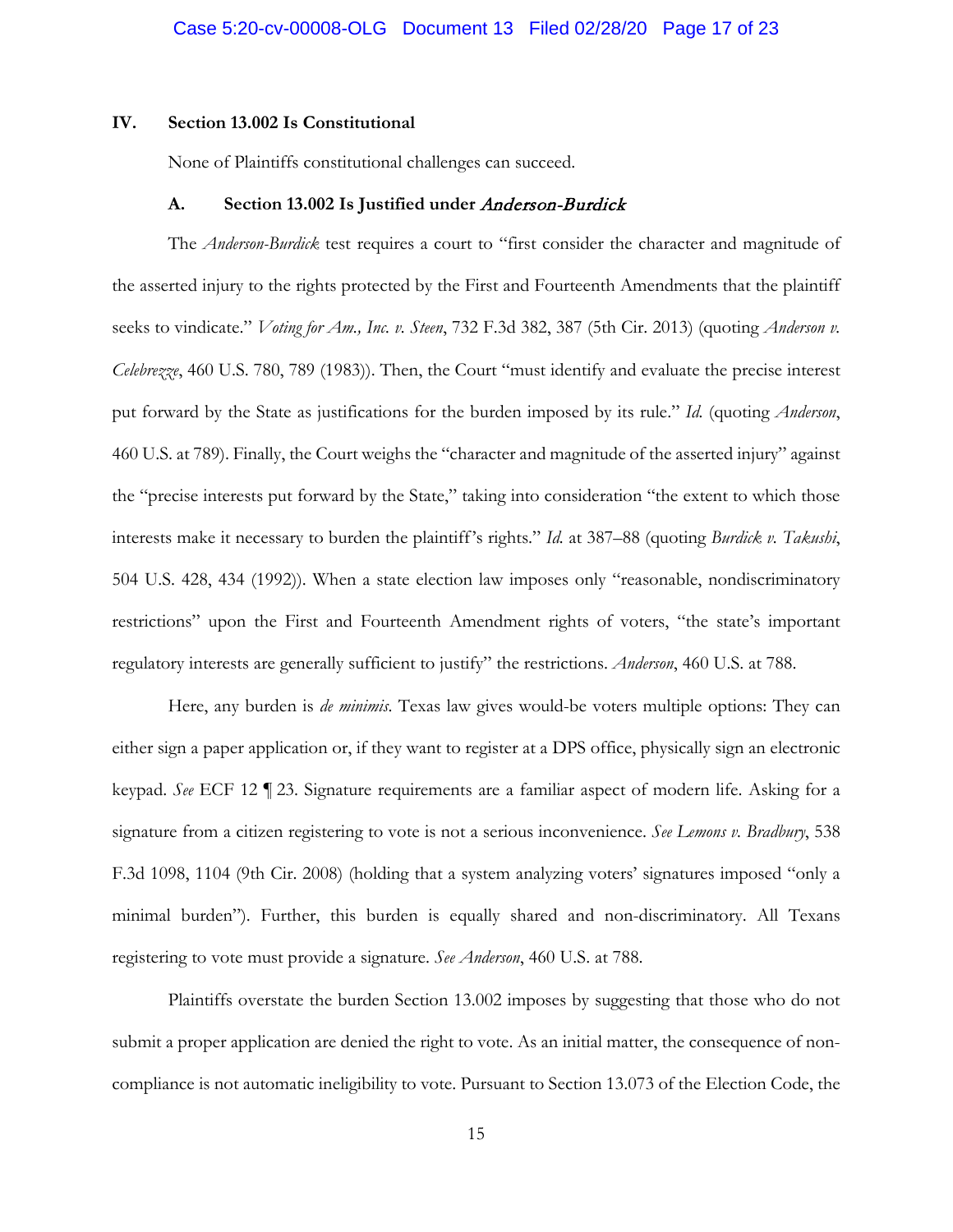## IV. Section 13.002 Is Constitutional

None of Plaintiffs constitutional challenges can succeed.

### A. Section 13.002 Is Justified under *Anderson-Burdick*

The *Anderson-Burdick* test requires a court to "first consider the character and magnitude of the asserted injury to the rights protected by the First and Fourteenth Amendments that the plaintiff seeks to vindicate." *Voting for Am., Inc. v. Steen*, 732 F.3d 382, 387 (5th Cir. 2013) (quoting *Anderson v. Celebrezze*, 460 U.S. 780, 789 (1983)). Then, the Court "must identify and evaluate the precise interest put forward by the State as justifications for the burden imposed by its rule." *Id.* (quoting *Anderson*, 460 U.S. at 789). Finally, the Court weighs the "character and magnitude of the asserted injury" against the "precise interests put forward by the State," taking into consideration "the extent to which those interests make it necessary to burden the plaintiff's rights." *Id.* at 387–88 (quoting *Burdick v. Takushi*, 504 U.S. 428, 434 (1992)). When a state election law imposes only "reasonable, nondiscriminatory restrictions" upon the First and Fourteenth Amendment rights of voters, "the state's important regulatory interests are generally sufficient to justify" the restrictions. *Anderson*, 460 U.S. at 788.

Here, any burden is *de minimis*. Texas law gives would-be voters multiple options: They can either sign a paper application or, if they want to register at a DPS office, physically sign an electronic keypad. *See* ECF 12 ¶ 23. Signature requirements are a familiar aspect of modern life. Asking for a signature from a citizen registering to vote is not a serious inconvenience. *See Lemons v. Bradbury*, 538 F.3d 1098, 1104 (9th Cir. 2008) (holding that a system analyzing voters' signatures imposed "only a minimal burden"). Further, this burden is equally shared and non-discriminatory. All Texans registering to vote must provide a signature. *See Anderson*, 460 U.S. at 788.

Plaintiffs overstate the burden Section 13.002 imposes by suggesting that those who do not submit a proper application are denied the right to vote. As an initial matter, the consequence of non-compliance is not automatic ineligibility to vote. Pursuant to Section 13.073 of the Election Code, the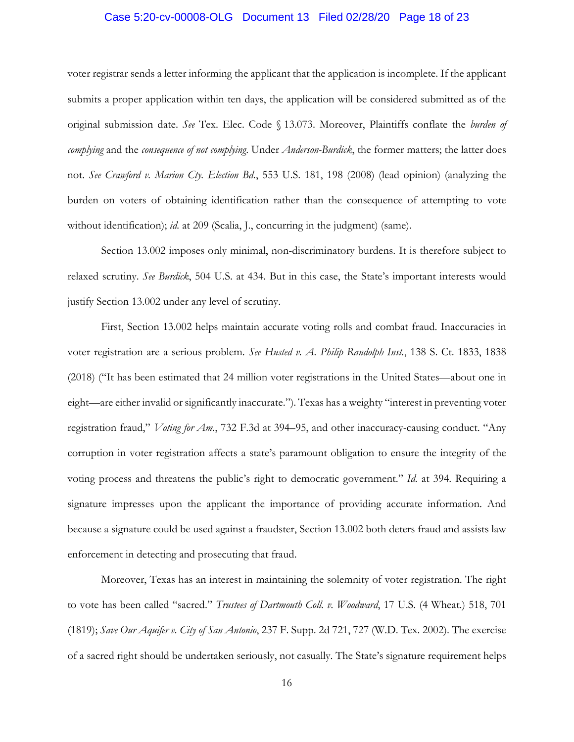voter registrar sends a letter informing the applicant that the application is incomplete. If the applicant submits a proper application within ten days, the application will be considered submitted as of the original submission date. *See* Tex. Elec. Code § 13.073. Moreover, Plaintiffs conflate the *burden of complying* and the *consequence of not complying*. Under *Anderson-Burdick*, the former matters; the latter does not. *See Crawford v. Marion Cty. Election Bd.*, 553 U.S. 181, 198 (2008) (lead opinion) (analyzing the burden on voters of obtaining identification rather than the consequence of attempting to vote without identification); *id.* at 209 (Scalia, J., concurring in the judgment) (same).

Section 13.002 imposes only minimal, non-discriminatory burdens. It is therefore subject to relaxed scrutiny. *See Burdick*, 504 U.S. at 434. But in this case, the State's important interests would justify Section 13.002 under any level of scrutiny.

First, Section 13.002 helps maintain accurate voting rolls and combat fraud. Inaccuracies in voter registration are a serious problem. *See Husted v. A. Philip Randolph Inst.*, 138 S. Ct. 1833, 1838 (2018) ("It has been estimated that 24 million voter registrations in the United States—about one in eight—are either invalid or significantly inaccurate."). Texas has a weighty "interest in preventing voter registration fraud," *Voting for Am.*, 732 F.3d at 394–95, and other inaccuracy-causing conduct. "Any corruption in voter registration affects a state's paramount obligation to ensure the integrity of the voting process and threatens the public's right to democratic government." *Id.* at 394. Requiring a signature impresses upon the applicant the importance of providing accurate information. And because a signature could be used against a fraudster, Section 13.002 both deters fraud and assists law enforcement in detecting and prosecuting that fraud.

Moreover, Texas has an interest in maintaining the solemnity of voter registration. The right to vote has been called "sacred." *Trustees of Dartmouth Coll. v. Woodward*, 17 U.S. (4 Wheat.) 518, 701 (1819); *Save Our Aquifer v. City of San Antonio*, 237 F. Supp. 2d 721, 727 (W.D. Tex. 2002). The exercise of a sacred right should be undertaken seriously, not casually. The State's signature requirement helps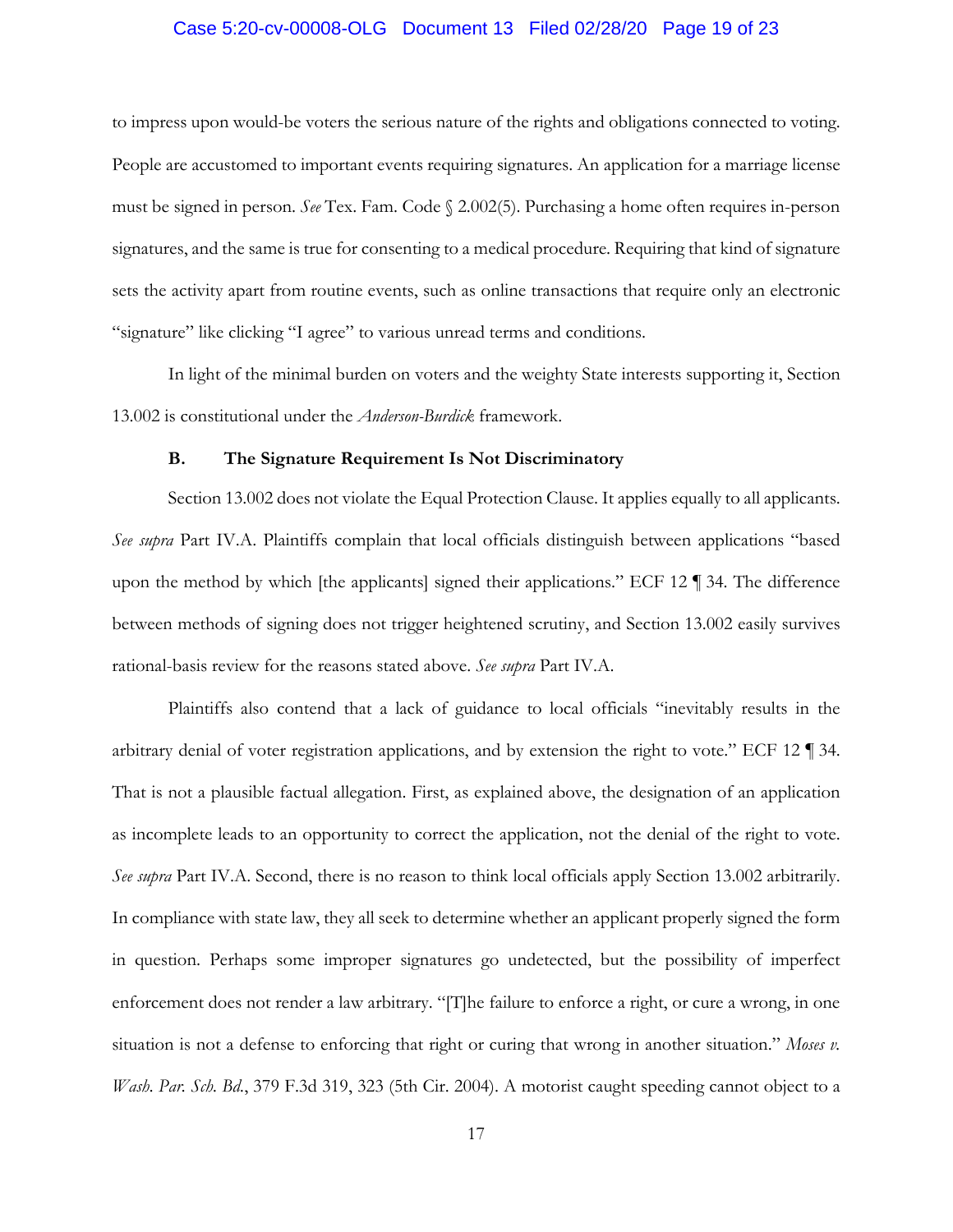to impress upon would-be voters the serious nature of the rights and obligations connected to voting. People are accustomed to important events requiring signatures. An application for a marriage license must be signed in person. *See* Tex. Fam. Code § 2.002(5). Purchasing a home often requires in-person signatures, and the same is true for consenting to a medical procedure. Requiring that kind of signature sets the activity apart from routine events, such as online transactions that require only an electronic "signature" like clicking "I agree" to various unread terms and conditions.

In light of the minimal burden on voters and the weighty State interests supporting it, Section 13.002 is constitutional under the *Anderson-Burdick* framework.

### B. The Signature Requirement Is Not Discriminatory

Section 13.002 does not violate the Equal Protection Clause. It applies equally to all applicants. *See supra* Part IV.A. Plaintiffs complain that local officials distinguish between applications "based upon the method by which [the applicants] signed their applications." ECF 12 ¶ 34. The difference between methods of signing does not trigger heightened scrutiny, and Section 13.002 easily survives rational-basis review for the reasons stated above. *See supra* Part IV.A.

Plaintiffs also contend that a lack of guidance to local officials "inevitably results in the arbitrary denial of voter registration applications, and by extension the right to vote." ECF 12 ¶ 34. That is not a plausible factual allegation. First, as explained above, the designation of an application as incomplete leads to an opportunity to correct the application, not the denial of the right to vote. *See supra* Part IV.A. Second, there is no reason to think local officials apply Section 13.002 arbitrarily. In compliance with state law, they all seek to determine whether an applicant properly signed the form in question. Perhaps some improper signatures go undetected, but the possibility of imperfect enforcement does not render a law arbitrary. "[T]he failure to enforce a right, or cure a wrong, in one situation is not a defense to enforcing that right or curing that wrong in another situation." *Moses v. Wash. Par. Sch. Bd.*, 379 F.3d 319, 323 (5th Cir. 2004). A motorist caught speeding cannot object to a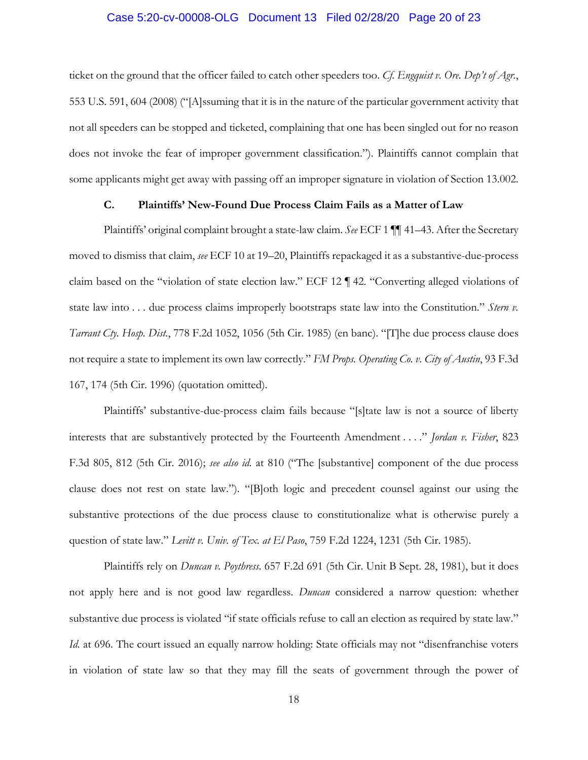ticket on the ground that the officer failed to catch other speeders too. *Cf. Engquist v. Ore. Dep't of Agr.*, 553 U.S. 591, 604 (2008) ("[A]ssuming that it is in the nature of the particular government activity that not all speeders can be stopped and ticketed, complaining that one has been singled out for no reason does not invoke the fear of improper government classification."). Plaintiffs cannot complain that some applicants might get away with passing off an improper signature in violation of Section 13.002.

### C. Plaintiffs' New-Found Due Process Claim Fails as a Matter of Law

Plaintiffs' original complaint brought a state-law claim. *See* ECF 1 ¶¶ 41–43. After the Secretary moved to dismiss that claim, *see* ECF 10 at 19–20, Plaintiffs repackaged it as a substantive-due-process claim based on the "violation of state election law." ECF 12 ¶ 42. "Converting alleged violations of state law into . . . due process claims improperly bootstraps state law into the Constitution." *Stern v. Tarrant Cty. Hosp. Dist.*, 778 F.2d 1052, 1056 (5th Cir. 1985) (en banc). "[T]he due process clause does not require a state to implement its own law correctly." *FM Props. Operating Co. v. City of Austin*, 93 F.3d 167, 174 (5th Cir. 1996) (quotation omitted).

Plaintiffs' substantive-due-process claim fails because "[s]tate law is not a source of liberty interests that are substantively protected by the Fourteenth Amendment . . . ." *Jordan v. Fisher*, 823 F.3d 805, 812 (5th Cir. 2016); *see also id.* at 810 ("The [substantive] component of the due process clause does not rest on state law."). "[B]oth logic and precedent counsel against our using the substantive protections of the due process clause to constitutionalize what is otherwise purely a question of state law." *Levitt v. Univ. of Tex. at El Paso*, 759 F.2d 1224, 1231 (5th Cir. 1985).

Plaintiffs rely on *Duncan v. Poythress*. 657 F.2d 691 (5th Cir. Unit B Sept. 28, 1981), but it does not apply here and is not good law regardless. *Duncan* considered a narrow question: whether substantive due process is violated "if state officials refuse to call an election as required by state law." *Id.* at 696. The court issued an equally narrow holding: State officials may not "disenfranchise voters in violation of state law so that they may fill the seats of government through the power of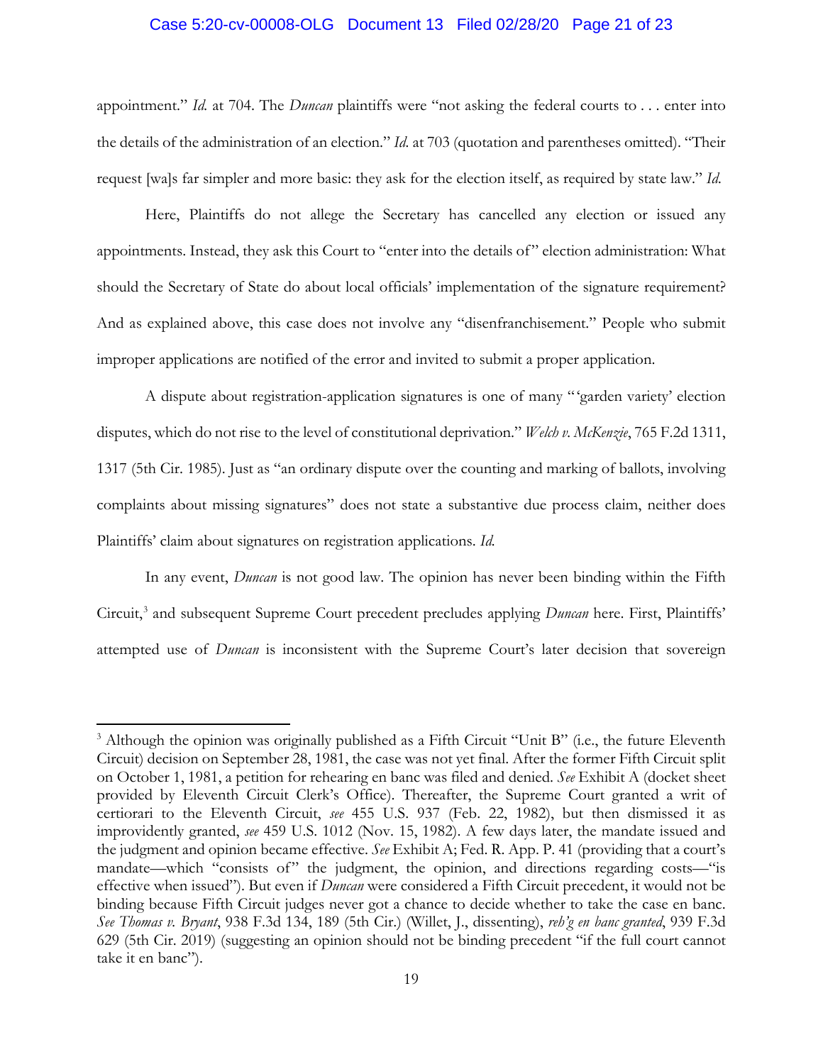appointment." *Id.* at 704. The *Duncan* plaintiffs were "not asking the federal courts to . . . enter into the details of the administration of an election." *Id.* at 703 (quotation and parentheses omitted). "Their request [wa]s far simpler and more basic: they ask for the election itself, as required by state law." *Id.*

Here, Plaintiffs do not allege the Secretary has cancelled any election or issued any appointments. Instead, they ask this Court to "enter into the details of" election administration: What should the Secretary of State do about local officials' implementation of the signature requirement? And as explained above, this case does not involve any "disenfranchisement." People who submit improper applications are notified of the error and invited to submit a proper application.

A dispute about registration-application signatures is one of many "'garden variety' election disputes, which do not rise to the level of constitutional deprivation." *Welch v. McKenzie*, 765 F.2d 1311, 1317 (5th Cir. 1985). Just as "an ordinary dispute over the counting and marking of ballots, involving complaints about missing signatures" does not state a substantive due process claim, neither does Plaintiffs' claim about signatures on registration applications. *Id.*

In any event, *Duncan* is not good law. The opinion has never been binding within the Fifth Circuit,[3] and subsequent Supreme Court precedent precludes applying *Duncan* here. First, Plaintiffs' attempted use of *Duncan* is inconsistent with the Supreme Court's later decision that sovereign

---

[3] Although the opinion was originally published as a Fifth Circuit "Unit B" (i.e., the future Eleventh Circuit) decision on September 28, 1981, the case was not yet final. After the former Fifth Circuit split on October 1, 1981, a petition for rehearing en banc was filed and denied. *See* Exhibit A (docket sheet provided by Eleventh Circuit Clerk's Office). Thereafter, the Supreme Court granted a writ of certiorari to the Eleventh Circuit, *see* 455 U.S. 937 (Feb. 22, 1982), but then dismissed it as improvidently granted, *see* 459 U.S. 1012 (Nov. 15, 1982). A few days later, the mandate issued and the judgment and opinion became effective. *See* Exhibit A; Fed. R. App. P. 41 (providing that a court's mandate—which "consists of" the judgment, the opinion, and directions regarding costs—"is effective when issued"). But even if *Duncan* were considered a Fifth Circuit precedent, it would not be binding because Fifth Circuit judges never got a chance to decide whether to take the case en banc. *See Thomas v. Bryant*, 938 F.3d 134, 189 (5th Cir.) (Willet, J., dissenting), *reh'g en banc granted*, 939 F.3d 629 (5th Cir. 2019) (suggesting an opinion should not be binding precedent "if the full court cannot take it en banc").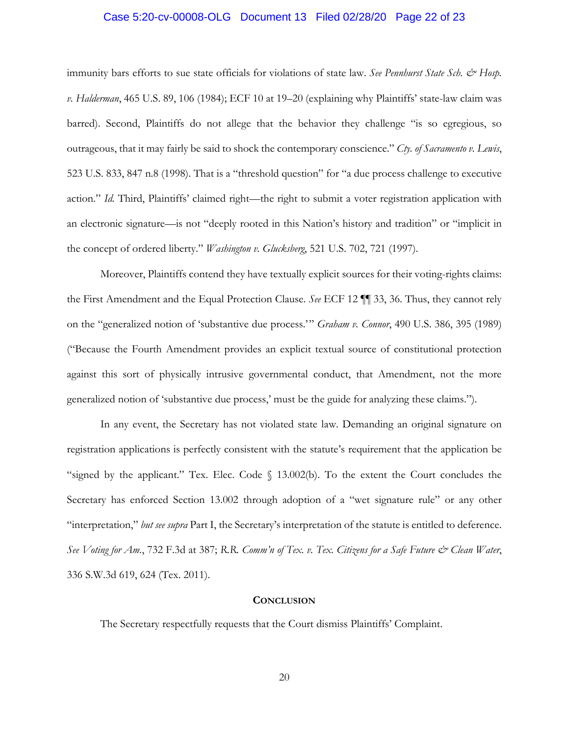immunity bars efforts to sue state officials for violations of state law. *See Pennhurst State Sch. & Hosp. v. Halderman*, 465 U.S. 89, 106 (1984); ECF 10 at 19–20 (explaining why Plaintiffs' state-law claim was barred). Second, Plaintiffs do not allege that the behavior they challenge "is so egregious, so outrageous, that it may fairly be said to shock the contemporary conscience." *Cty. of Sacramento v. Lewis*, 523 U.S. 833, 847 n.8 (1998). That is a "threshold question" for "a due process challenge to executive action." *Id.* Third, Plaintiffs' claimed right—the right to submit a voter registration application with an electronic signature—is not "deeply rooted in this Nation's history and tradition" or "implicit in the concept of ordered liberty." *Washington v. Glucksberg*, 521 U.S. 702, 721 (1997).

Moreover, Plaintiffs contend they have textually explicit sources for their voting-rights claims: the First Amendment and the Equal Protection Clause. *See* ECF 12 ¶¶ 33, 36. Thus, they cannot rely on the "generalized notion of 'substantive due process.'" *Graham v. Connor*, 490 U.S. 386, 395 (1989) ("Because the Fourth Amendment provides an explicit textual source of constitutional protection against this sort of physically intrusive governmental conduct, that Amendment, not the more generalized notion of 'substantive due process,' must be the guide for analyzing these claims.").

In any event, the Secretary has not violated state law. Demanding an original signature on registration applications is perfectly consistent with the statute's requirement that the application be "signed by the applicant." Tex. Elec. Code § 13.002(b). To the extent the Court concludes the Secretary has enforced Section 13.002 through adoption of a "wet signature rule" or any other "interpretation," *but see supra* Part I, the Secretary's interpretation of the statute is entitled to deference. *See Voting for Am.*, 732 F.3d at 387; *R.R. Comm'n of Tex. v. Tex. Citizens for a Safe Future & Clean Water*, 336 S.W.3d 619, 624 (Tex. 2011).

## Conclusion

The Secretary respectfully requests that the Court dismiss Plaintiffs' Complaint.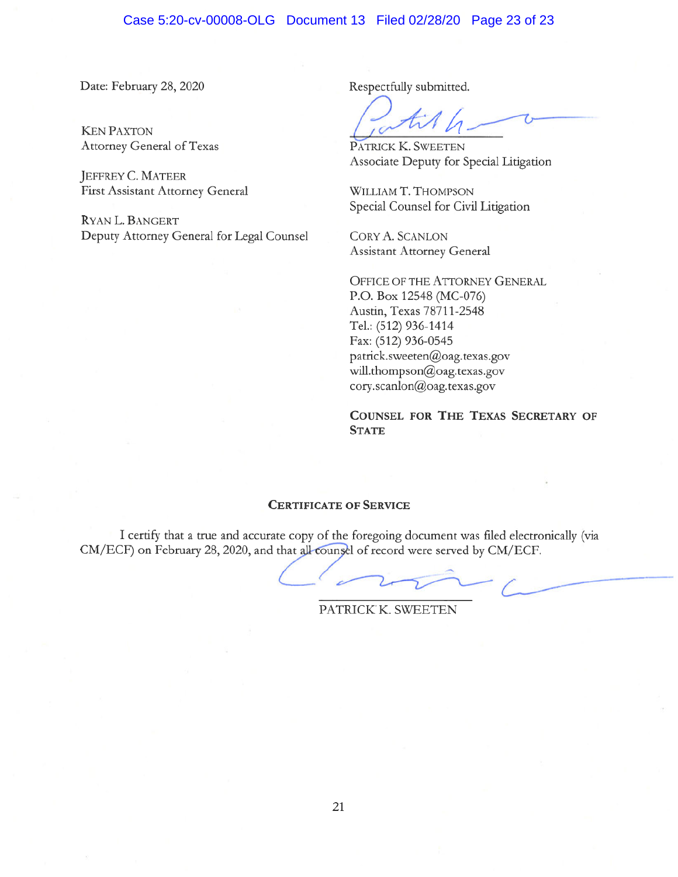Date: February 28, 2020

KEN PAXTON
Attorney General of Texas

JEFFREY C. MATEER
First Assistant Attorney General

RYAN L. BANGERT
Deputy Attorney General for Legal Counsel

Respectfully submitted.

PATRICK K. SWEETEN
Associate Deputy for Special Litigation

WILLIAM T. THOMPSON
Special Counsel for Civil Litigation

CORY A. SCANLON
Assistant Attorney General

OFFICE OF THE ATTORNEY GENERAL
P.O. Box 12548 (MC-076)
Austin, Texas 78711-2548
Tel.: (512) 936-1414
Fax: (512) 936-0545
patrick.sweeten@oag.texas.gov
will.thompson@oag.texas.gov
cory.scanlon@oag.texas.gov

**COUNSEL FOR THE TEXAS SECRETARY OF STATE**

## CERTIFICATE OF SERVICE

I certify that a true and accurate copy of the foregoing document was filed electronically (via CM/ECF) on February 28, 2020, and that all counsel of record were served by CM/ECF.

PATRICK K. SWEETEN